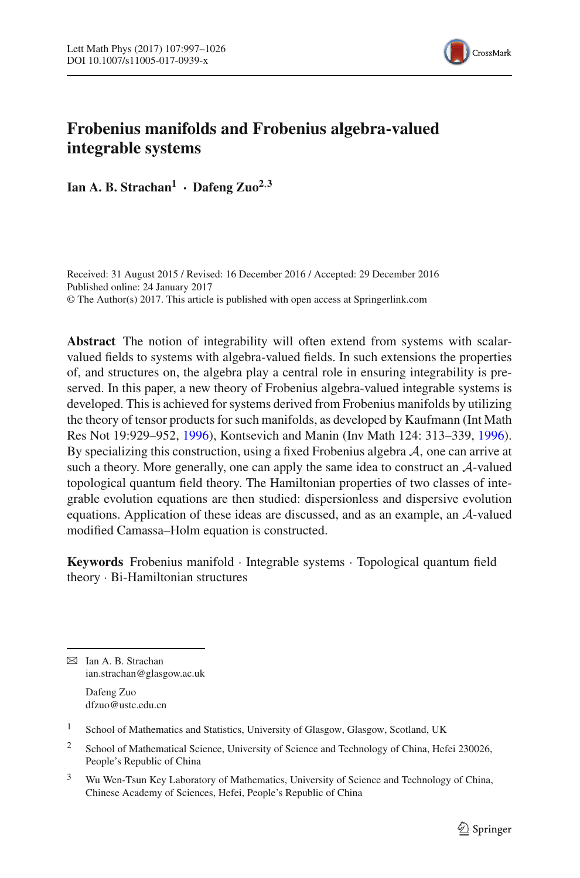# Frobenius manifolds and Frobenius algebra-valued integrable systems

**Ian A. B. Strachan**[1] **· Dafeng Zuo**[2,3]

Received: 31 August 2015 / Revised: 16 December 2016 / Accepted: 29 December 2016
Published online: 24 January 2017
© The Author(s) 2017. This article is published with open access at Springerlink.com

**Abstract** The notion of integrability will often extend from systems with scalar-valued fields to systems with algebra-valued fields. In such extensions the properties of, and structures on, the algebra play a central role in ensuring integrability is preserved. In this paper, a new theory of Frobenius algebra-valued integrable systems is developed. This is achieved for systems derived from Frobenius manifolds by utilizing the theory of tensor products for such manifolds, as developed by Kaufmann (Int Math Res Not 19:929–952, 1996), Kontsevich and Manin (Inv Math 124: 313–339, 1996). By specializing this construction, using a fixed Frobenius algebra $\mathcal{A}$, one can arrive at such a theory. More generally, one can apply the same idea to construct an $\mathcal{A}$-valued topological quantum field theory. The Hamiltonian properties of two classes of integrable evolution equations are then studied: dispersionless and dispersive evolution equations. Application of these ideas are discussed, and as an example, an $\mathcal{A}$-valued modified Camassa–Holm equation is constructed.

**Keywords** Frobenius manifold · Integrable systems · Topological quantum field theory · Bi-Hamiltonian structures

---

✉ Ian A. B. Strachan
iian.strachan@glasgow.ac.uk

Dafeng Zuo
dfzuo@ustc.edu.cn

[1] School of Mathematics and Statistics, University of Glasgow, Glasgow, Scotland, UK

[2] School of Mathematical Science, University of Science and Technology of China, Hefei 230026, People's Republic of China

[3] Wu Wen-Tsun Key Laboratory of Mathematics, University of Science and Technology of China, Chinese Academy of Sciences, Hefei, People's Republic of China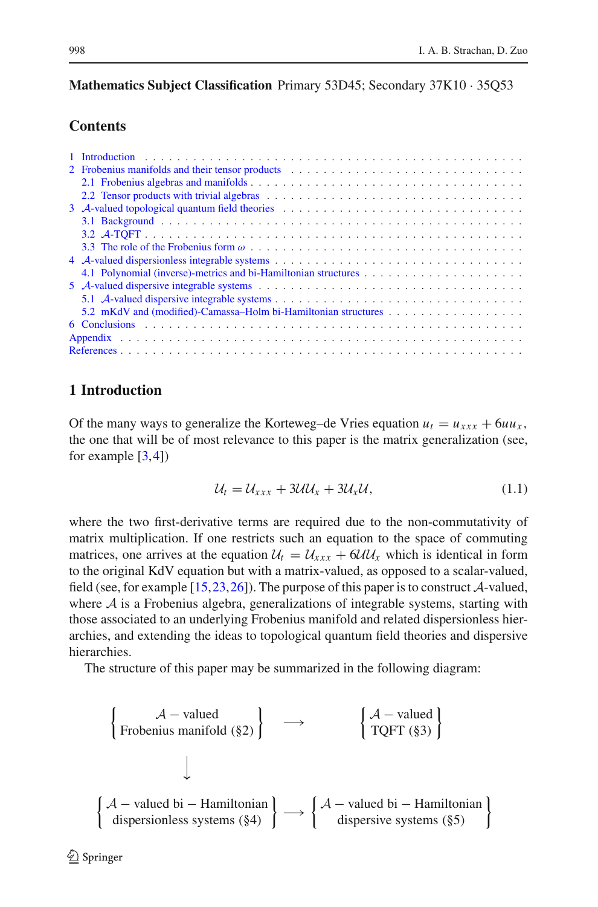**Mathematics Subject Classification** Primary 53D45; Secondary 37K10 · 35Q53

## Contents

1 Introduction
2 Frobenius manifolds and their tensor products
  2.1 Frobenius algebras and manifolds
  2.2 Tensor products with trivial algebras
3 $\mathcal{A}$-valued topological quantum field theories
  3.1 Background
  3.2 $\mathcal{A}$-TQFT
  3.3 The role of the Frobenius form $\omega$
4 $\mathcal{A}$-valued dispersionless integrable systems
  4.1 Polynomial (inverse)-metrics and bi-Hamiltonian structures
5 $\mathcal{A}$-valued dispersive integrable systems
  5.1 $\mathcal{A}$-valued dispersive integrable systems
  5.2 mKdV and (modified)-Camassa–Holm bi-Hamiltonian structures
6 Conclusions
Appendix
References

## 1 Introduction

Of the many ways to generalize the Korteweg–de Vries equation $u_t = u_{xxx} + 6uu_x$, the one that will be of most relevance to this paper is the matrix generalization (see, for example [3,4])

$$\mathcal{U}_t = \mathcal{U}_{xxx} + 3\mathcal{U}\mathcal{U}_x + 3\mathcal{U}_x\mathcal{U}, \tag{1.1}$$

where the two first-derivative terms are required due to the non-commutativity of matrix multiplication. If one restricts such an equation to the space of commuting matrices, one arrives at the equation $\mathcal{U}_t = \mathcal{U}_{xxx} + 6\mathcal{U}\mathcal{U}_x$ which is identical in form to the original KdV equation but with a matrix-valued, as opposed to a scalar-valued, field (see, for example [15,23,26]). The purpose of this paper is to construct $\mathcal{A}$-valued, where $\mathcal{A}$ is a Frobenius algebra, generalizations of integrable systems, starting with those associated to an underlying Frobenius manifold and related dispersionless hierarchies, and extending the ideas to topological quantum field theories and dispersive hierarchies.

The structure of this paper may be summarized in the following diagram:

$$\begin{array}{ccc}
\left\{\begin{array}{c}\mathcal{A}-\text{valued}\\ \text{Frobenius manifold }(\S2)\end{array}\right\} & \longrightarrow & \left\{\begin{array}{c}\mathcal{A}-\text{valued}\\ \text{TQFT }(\S3)\end{array}\right\}\\
\downarrow & & \\
\left\{\begin{array}{c}\mathcal{A}-\text{valued bi}-\text{Hamiltonian}\\ \text{dispersionless systems }(\S4)\end{array}\right\} & \longrightarrow & \left\{\begin{array}{c}\mathcal{A}-\text{valued bi}-\text{Hamiltonian}\\ \text{dispersive systems }(\S5)\end{array}\right\}
\end{array}$$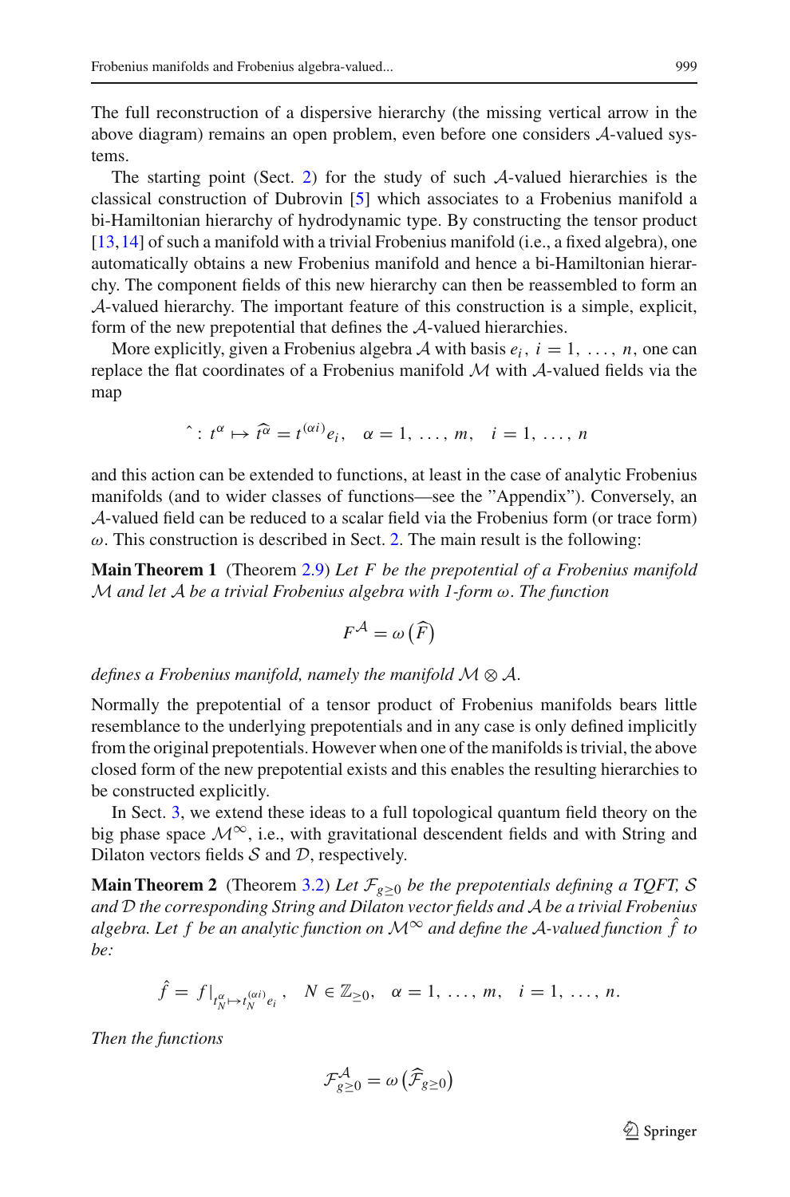The full reconstruction of a dispersive hierarchy (the missing vertical arrow in the above diagram) remains an open problem, even before one considers $\mathcal{A}$-valued systems.

The starting point (Sect. 2) for the study of such $\mathcal{A}$-valued hierarchies is the classical construction of Dubrovin [5] which associates to a Frobenius manifold a bi-Hamiltonian hierarchy of hydrodynamic type. By constructing the tensor product [13,14] of such a manifold with a trivial Frobenius manifold (i.e., a fixed algebra), one automatically obtains a new Frobenius manifold and hence a bi-Hamiltonian hierarchy. The component fields of this new hierarchy can then be reassembled to form an $\mathcal{A}$-valued hierarchy. The important feature of this construction is a simple, explicit, form of the new prepotential that defines the $\mathcal{A}$-valued hierarchies.

More explicitly, given a Frobenius algebra $\mathcal{A}$ with basis $e_i$, $i = 1, \ldots, n$, one can replace the flat coordinates of a Frobenius manifold $\mathcal{M}$ with $\mathcal{A}$-valued fields via the map

$$\hat{} : t^\alpha \mapsto \widehat{t^\alpha} = t^{(\alpha i)} e_i, \quad \alpha = 1, \ldots, m, \quad i = 1, \ldots, n$$

and this action can be extended to functions, at least in the case of analytic Frobenius manifolds (and to wider classes of functions—see the "Appendix"). Conversely, an $\mathcal{A}$-valued field can be reduced to a scalar field via the Frobenius form (or trace form) $\omega$. This construction is described in Sect. 2. The main result is the following:

**Main Theorem 1** (Theorem 2.9) *Let $F$ be the prepotential of a Frobenius manifold $\mathcal{M}$ and let $\mathcal{A}$ be a trivial Frobenius algebra with 1-form $\omega$. The function*

$$F^{\mathcal{A}} = \omega\left(\widehat{F}\right)$$

*defines a Frobenius manifold, namely the manifold $\mathcal{M} \otimes \mathcal{A}$.*

Normally the prepotential of a tensor product of Frobenius manifolds bears little resemblance to the underlying prepotentials and in any case is only defined implicitly from the original prepotentials. However when one of the manifolds is trivial, the above closed form of the new prepotential exists and this enables the resulting hierarchies to be constructed explicitly.

In Sect. 3, we extend these ideas to a full topological quantum field theory on the big phase space $\mathcal{M}^\infty$, i.e., with gravitational descendent fields and with String and Dilaton vectors fields $\mathcal{S}$ and $\mathcal{D}$, respectively.

**Main Theorem 2** (Theorem 3.2) *Let $\mathcal{F}_{g\geq 0}$ be the prepotentials defining a TQFT, $\mathcal{S}$ and $\mathcal{D}$ the corresponding String and Dilaton vector fields and $\mathcal{A}$ be a trivial Frobenius algebra. Let $f$ be an analytic function on $\mathcal{M}^\infty$ and define the $\mathcal{A}$-valued function $\hat{f}$ to be:*

$$\hat{f} = f|_{t^\alpha_N \mapsto t^{(\alpha i)}_N e_i}, \quad N \in \mathbb{Z}_{\geq 0}, \quad \alpha = 1, \ldots, m, \quad i = 1, \ldots, n.$$

*Then the functions*

$$\mathcal{F}^{\mathcal{A}}_{g\geq 0} = \omega\left(\widehat{\mathcal{F}}_{g\geq 0}\right)$$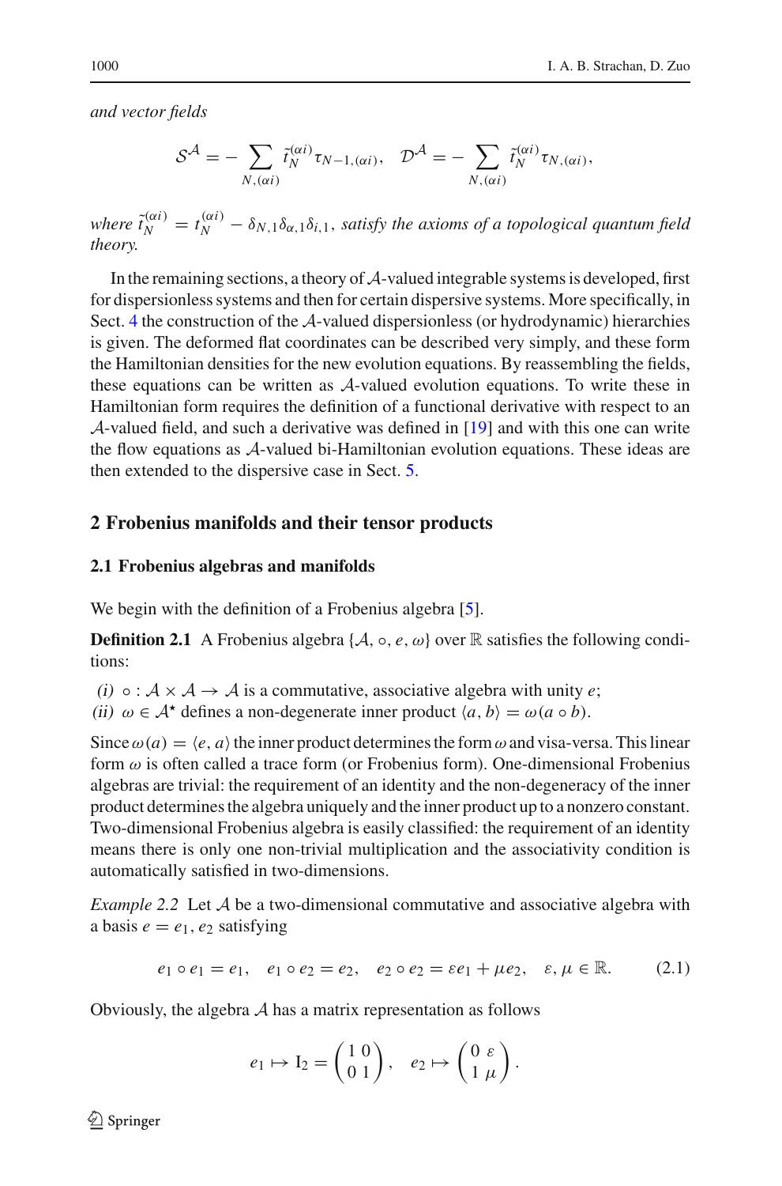*and vector fields*

$$\mathcal{S}^{\mathcal{A}} = -\sum_{N,(\alpha i)} \tilde{t}_N^{(\alpha i)} \tau_{N-1,(\alpha i)}, \quad \mathcal{D}^{\mathcal{A}} = -\sum_{N,(\alpha i)} \tilde{t}_N^{(\alpha i)} \tau_{N,(\alpha i)},$$

*where* $\tilde{t}_N^{(\alpha i)} = t_N^{(\alpha i)} - \delta_{N,1}\delta_{\alpha,1}\delta_{i,1}$, *satisfy the axioms of a topological quantum field theory.*

In the remaining sections, a theory of $\mathcal{A}$-valued integrable systems is developed, first for dispersionless systems and then for certain dispersive systems. More specifically, in Sect. 4 the construction of the $\mathcal{A}$-valued dispersionless (or hydrodynamic) hierarchies is given. The deformed flat coordinates can be described very simply, and these form the Hamiltonian densities for the new evolution equations. By reassembling the fields, these equations can be written as $\mathcal{A}$-valued evolution equations. To write these in Hamiltonian form requires the definition of a functional derivative with respect to an $\mathcal{A}$-valued field, and such a derivative was defined in [19] and with this one can write the flow equations as $\mathcal{A}$-valued bi-Hamiltonian evolution equations. These ideas are then extended to the dispersive case in Sect. 5.

## 2 Frobenius manifolds and their tensor products

### 2.1 Frobenius algebras and manifolds

We begin with the definition of a Frobenius algebra [5].

**Definition 2.1** A Frobenius algebra $\{\mathcal{A}, \circ, e, \omega\}$ over $\mathbb{R}$ satisfies the following conditions:

*(i)* $\circ : \mathcal{A} \times \mathcal{A} \to \mathcal{A}$ is a commutative, associative algebra with unity $e$;
*(ii)* $\omega \in \mathcal{A}^\star$ defines a non-degenerate inner product $\langle a, b\rangle = \omega(a \circ b)$.

Since $\omega(a) = \langle e, a\rangle$ the inner product determines the form $\omega$ and visa-versa. This linear form $\omega$ is often called a trace form (or Frobenius form). One-dimensional Frobenius algebras are trivial: the requirement of an identity and the non-degeneracy of the inner product determines the algebra uniquely and the inner product up to a nonzero constant. Two-dimensional Frobenius algebra is easily classified: the requirement of an identity means there is only one non-trivial multiplication and the associativity condition is automatically satisfied in two-dimensions.

*Example 2.2* Let $\mathcal{A}$ be a two-dimensional commutative and associative algebra with a basis $e = e_1, e_2$ satisfying

$$e_1 \circ e_1 = e_1, \quad e_1 \circ e_2 = e_2, \quad e_2 \circ e_2 = \varepsilon e_1 + \mu e_2, \quad \varepsilon, \mu \in \mathbb{R}. \tag{2.1}$$

Obviously, the algebra $\mathcal{A}$ has a matrix representation as follows

$$e_1 \mapsto \mathrm{I}_2 = \begin{pmatrix} 1 & 0 \\ 0 & 1 \end{pmatrix}, \quad e_2 \mapsto \begin{pmatrix} 0 & \varepsilon \\ 1 & \mu \end{pmatrix}.$$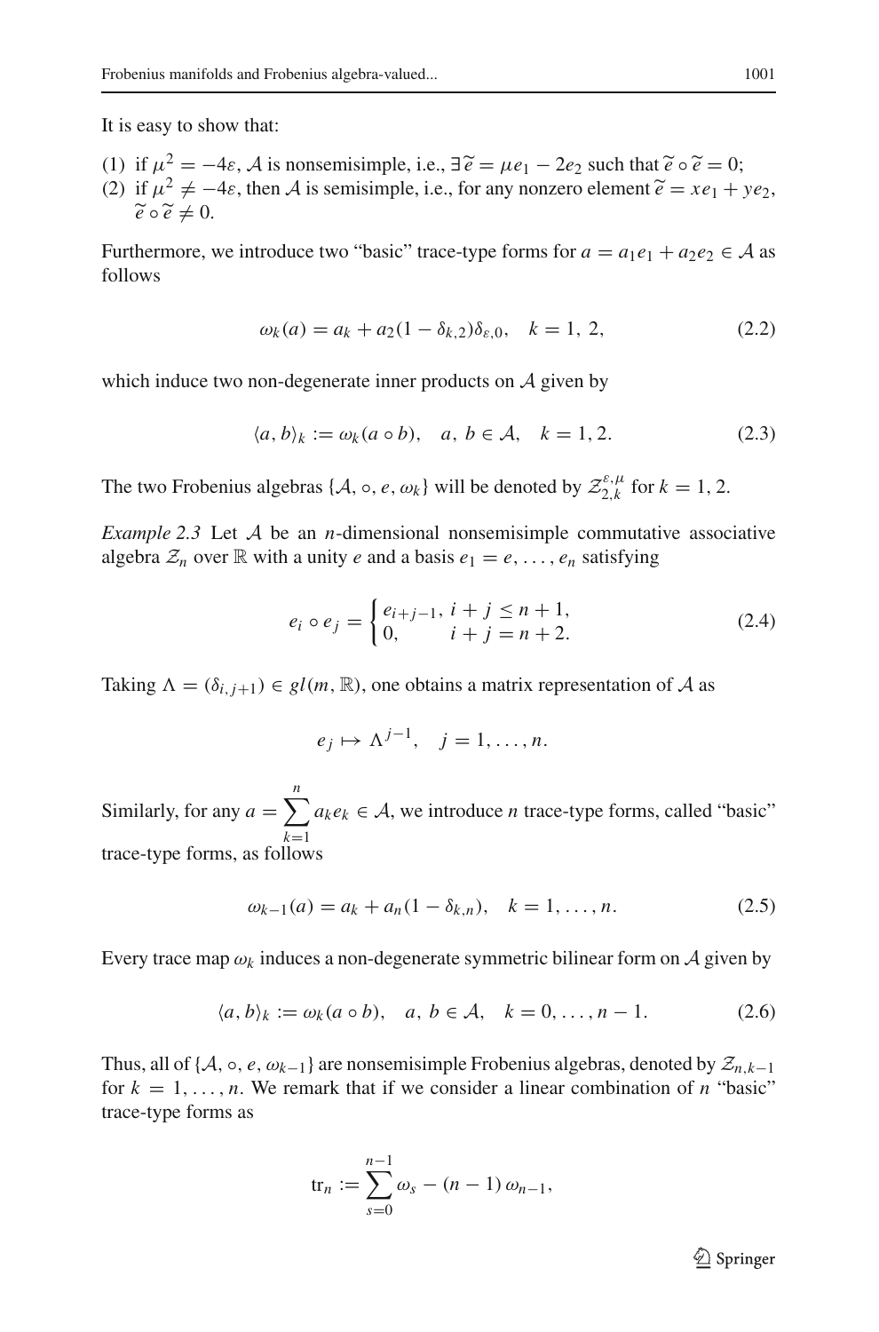It is easy to show that:

(1) if $\mu^2 = -4\varepsilon$, $\mathcal{A}$ is nonsemisimple, i.e., $\exists \widetilde{e} = \mu e_1 - 2e_2$ such that $\widetilde{e} \circ \widetilde{e} = 0$;
(2) if $\mu^2 \neq -4\varepsilon$, then $\mathcal{A}$ is semisimple, i.e., for any nonzero element $\widetilde{e} = xe_1 + ye_2$, $\widetilde{e} \circ \widetilde{e} \neq 0$.

Furthermore, we introduce two "basic" trace-type forms for $a = a_1e_1 + a_2e_2 \in \mathcal{A}$ as follows

$$\omega_k(a) = a_k + a_2(1 - \delta_{k,2})\delta_{\varepsilon,0}, \quad k = 1,\ 2, \tag{2.2}$$

which induce two non-degenerate inner products on $\mathcal{A}$ given by

$$\langle a, b\rangle_k := \omega_k(a \circ b), \quad a,\ b \in \mathcal{A}, \quad k = 1, 2. \tag{2.3}$$

The two Frobenius algebras $\{\mathcal{A}, \circ, e, \omega_k\}$ will be denoted by $\mathcal{Z}_{2,k}^{\varepsilon,\mu}$ for $k = 1, 2$.

*Example 2.3* Let $\mathcal{A}$ be an $n$-dimensional nonsemisimple commutative associative algebra $\mathcal{Z}_n$ over $\mathbb{R}$ with a unity $e$ and a basis $e_1 = e, \ldots, e_n$ satisfying

$$e_i \circ e_j = \begin{cases} e_{i+j-1}, & i + j \leq n + 1, \\ 0, & i + j = n + 2. \end{cases} \tag{2.4}$$

Taking $\Lambda = (\delta_{i,j+1}) \in gl(m, \mathbb{R})$, one obtains a matrix representation of $\mathcal{A}$ as

$$e_j \mapsto \Lambda^{j-1}, \quad j = 1, \ldots, n.$$

Similarly, for any $a = \sum_{k=1}^{n} a_k e_k \in \mathcal{A}$, we introduce $n$ trace-type forms, called "basic" trace-type forms, as follows

$$\omega_{k-1}(a) = a_k + a_n(1 - \delta_{k,n}), \quad k = 1, \ldots, n. \tag{2.5}$$

Every trace map $\omega_k$ induces a non-degenerate symmetric bilinear form on $\mathcal{A}$ given by

$$\langle a, b\rangle_k := \omega_k(a \circ b), \quad a,\ b \in \mathcal{A}, \quad k = 0, \ldots, n - 1. \tag{2.6}$$

Thus, all of $\{\mathcal{A}, \circ, e, \omega_{k-1}\}$ are nonsemisimple Frobenius algebras, denoted by $\mathcal{Z}_{n,k-1}$ for $k = 1, \ldots, n$. We remark that if we consider a linear combination of $n$ "basic" trace-type forms as

$$\mathrm{tr}_n := \sum_{s=0}^{n-1} \omega_s - (n - 1)\,\omega_{n-1},$$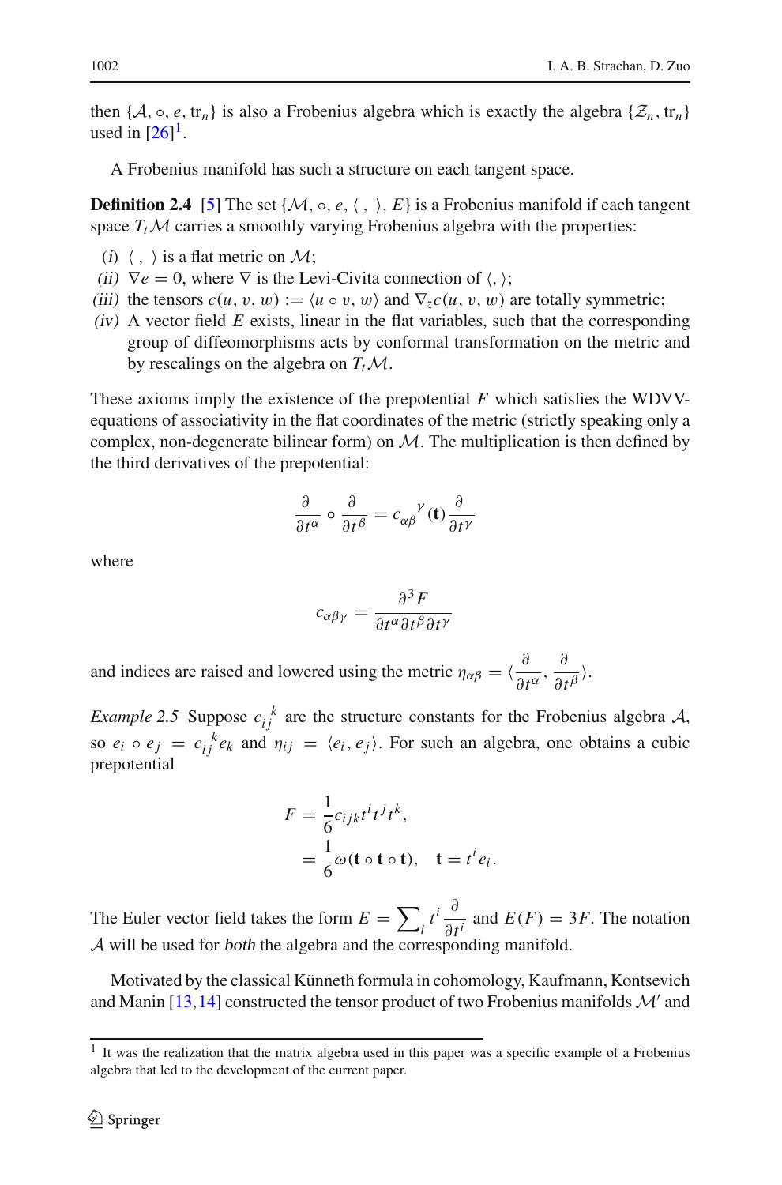then $\{\mathcal{A}, \circ, e, \mathrm{tr}_n\}$ is also a Frobenius algebra which is exactly the algebra $\{\mathcal{Z}_n, \mathrm{tr}_n\}$ used in [26][1].

A Frobenius manifold has such a structure on each tangent space.

**Definition 2.4** [5] The set $\{\mathcal{M}, \circ, e, \langle\ ,\ \rangle, E\}$ is a Frobenius manifold if each tangent space $T_t\mathcal{M}$ carries a smoothly varying Frobenius algebra with the properties:

*(i)* $\langle\ ,\ \rangle$ is a flat metric on $\mathcal{M}$;
*(ii)* $\nabla e = 0$, where $\nabla$ is the Levi-Civita connection of $\langle , \rangle$;
*(iii)* the tensors $c(u, v, w) := \langle u \circ v, w\rangle$ and $\nabla_z c(u, v, w)$ are totally symmetric;
*(iv)* A vector field $E$ exists, linear in the flat variables, such that the corresponding group of diffeomorphisms acts by conformal transformation on the metric and by rescalings on the algebra on $T_t\mathcal{M}$.

These axioms imply the existence of the prepotential $F$ which satisfies the WDVV-equations of associativity in the flat coordinates of the metric (strictly speaking only a complex, non-degenerate bilinear form) on $\mathcal{M}$. The multiplication is then defined by the third derivatives of the prepotential:

$$\frac{\partial}{\partial t^\alpha} \circ \frac{\partial}{\partial t^\beta} = c_{\alpha\beta}{}^{\gamma}(\mathbf{t}) \frac{\partial}{\partial t^\gamma}$$

where

$$c_{\alpha\beta\gamma} = \frac{\partial^3 F}{\partial t^\alpha \partial t^\beta \partial t^\gamma}$$

and indices are raised and lowered using the metric $\eta_{\alpha\beta} = \langle \frac{\partial}{\partial t^\alpha}, \frac{\partial}{\partial t^\beta} \rangle$.

*Example 2.5* Suppose $c_{ij}{}^{k}$ are the structure constants for the Frobenius algebra $\mathcal{A}$, so $e_i \circ e_j = c_{ij}{}^{k} e_k$ and $\eta_{ij} = \langle e_i, e_j \rangle$. For such an algebra, one obtains a cubic prepotential

$$\begin{aligned} F &= \frac{1}{6} c_{ijk} t^i t^j t^k, \\ &= \frac{1}{6} \omega(\mathbf{t} \circ \mathbf{t} \circ \mathbf{t}), \quad \mathbf{t} = t^i e_i. \end{aligned}$$

The Euler vector field takes the form $E = \sum_i t^i \frac{\partial}{\partial t^i}$ and $E(F) = 3F$. The notation $\mathcal{A}$ will be used for *both* the algebra and the corresponding manifold.

Motivated by the classical Künneth formula in cohomology, Kaufmann, Kontsevich and Manin [13,14] constructed the tensor product of two Frobenius manifolds $\mathcal{M}'$ and

[1] It was the realization that the matrix algebra used in this paper was a specific example of a Frobenius algebra that led to the development of the current paper.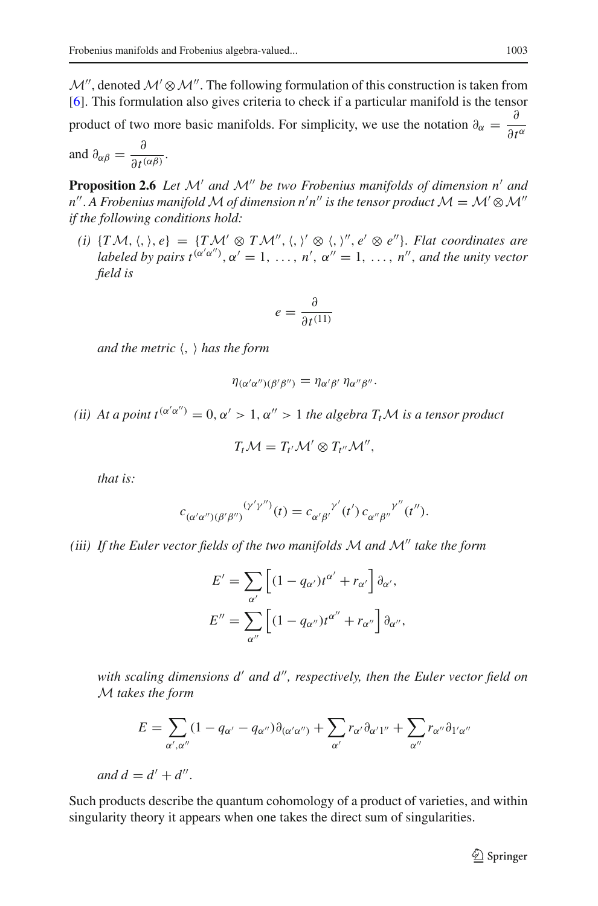$\mathcal{M}''$, denoted $\mathcal{M}' \otimes \mathcal{M}''$. The following formulation of this construction is taken from [6]. This formulation also gives criteria to check if a particular manifold is the tensor product of two more basic manifolds. For simplicity, we use the notation $\partial_\alpha = \dfrac{\partial}{\partial t^\alpha}$ and $\partial_{\alpha\beta} = \dfrac{\partial}{\partial t^{(\alpha\beta)}}$.

**Proposition 2.6** *Let $\mathcal{M}'$ and $\mathcal{M}''$ be two Frobenius manifolds of dimension $n'$ and $n''$. A Frobenius manifold $\mathcal{M}$ of dimension $n'n''$ is the tensor product $\mathcal{M} = \mathcal{M}' \otimes \mathcal{M}''$ if the following conditions hold:*

*(i)* $\{T\mathcal{M}, \langle , \rangle, e\} = \{T\mathcal{M}' \otimes T\mathcal{M}'', \langle , \rangle' \otimes \langle , \rangle'', e' \otimes e''\}$. *Flat coordinates are labeled by pairs $t^{(\alpha'\alpha'')}$, $\alpha' = 1, \ldots, n'$, $\alpha'' = 1, \ldots, n''$, and the unity vector field is*

$$e = \frac{\partial}{\partial t^{(11)}}$$

*and the metric $\langle , \rangle$ has the form*

$$\eta_{(\alpha'\alpha'')(\beta'\beta'')} = \eta_{\alpha'\beta'}\, \eta_{\alpha''\beta''}.$$

*(ii) At a point $t^{(\alpha'\alpha'')} = 0, \alpha' > 1, \alpha'' > 1$ the algebra $T_t\mathcal{M}$ is a tensor product*

$$T_t\mathcal{M} = T_{t'}\mathcal{M}' \otimes T_{t''}\mathcal{M}'',$$

*that is:*

$$c_{(\alpha'\alpha'')(\beta'\beta'')}{}^{(\gamma'\gamma'')}(t) = c_{\alpha'\beta'}{}^{\gamma'}(t')\, c_{\alpha''\beta''}{}^{\gamma''}(t'').$$

*(iii) If the Euler vector fields of the two manifolds $\mathcal{M}$ and $\mathcal{M}''$ take the form*

$$E' = \sum_{\alpha'} \left[(1 - q_{\alpha'})t^{\alpha'} + r_{\alpha'}\right] \partial_{\alpha'},$$
$$E'' = \sum_{\alpha''} \left[(1 - q_{\alpha''})t^{\alpha''} + r_{\alpha''}\right] \partial_{\alpha''},$$

*with scaling dimensions $d'$ and $d''$, respectively, then the Euler vector field on $\mathcal{M}$ takes the form*

$$E = \sum_{\alpha',\alpha''} (1 - q_{\alpha'} - q_{\alpha''})\partial_{(\alpha'\alpha'')} + \sum_{\alpha'} r_{\alpha'}\partial_{\alpha'1''} + \sum_{\alpha''} r_{\alpha''}\partial_{1'\alpha''}$$

*and $d = d' + d''$.*

Such products describe the quantum cohomology of a product of varieties, and within singularity theory it appears when one takes the direct sum of singularities.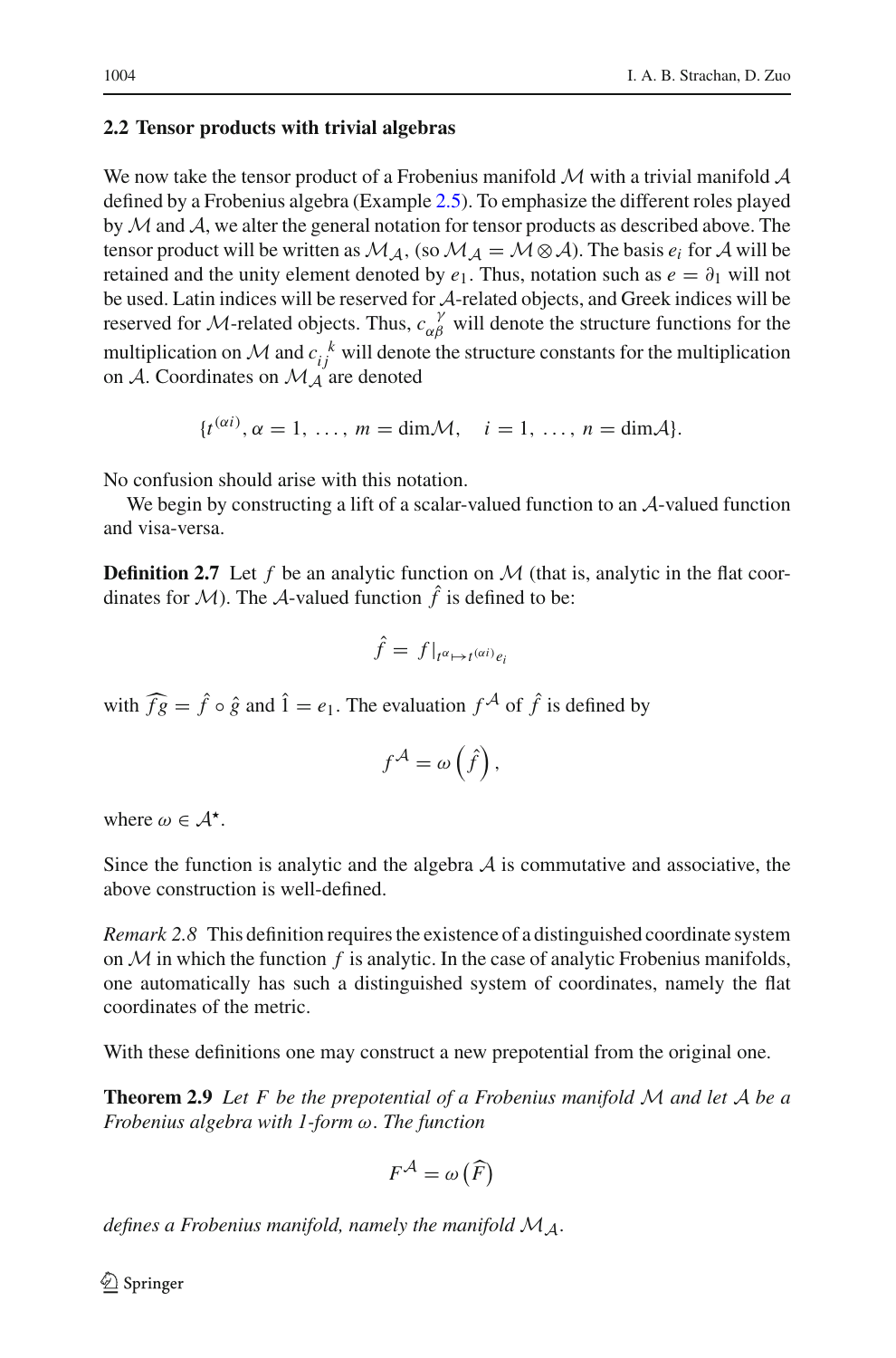### 2.2 Tensor products with trivial algebras

We now take the tensor product of a Frobenius manifold $\mathcal{M}$ with a trivial manifold $\mathcal{A}$ defined by a Frobenius algebra (Example 2.5). To emphasize the different roles played by $\mathcal{M}$ and $\mathcal{A}$, we alter the general notation for tensor products as described above. The tensor product will be written as $\mathcal{M}_{\mathcal{A}}$, (so $\mathcal{M}_{\mathcal{A}} = \mathcal{M} \otimes \mathcal{A}$). The basis $e_i$ for $\mathcal{A}$ will be retained and the unity element denoted by $e_1$. Thus, notation such as $e = \partial_1$ will not be used. Latin indices will be reserved for $\mathcal{A}$-related objects, and Greek indices will be reserved for $\mathcal{M}$-related objects. Thus, $c_{\alpha\beta}^{\ \ \gamma}$ will denote the structure functions for the multiplication on $\mathcal{M}$ and $c_{ij}^{\ \ k}$ will denote the structure constants for the multiplication on $\mathcal{A}$. Coordinates on $\mathcal{M}_{\mathcal{A}}$ are denoted

$$\{t^{(\alpha i)}, \alpha = 1, \ldots, m = \dim\mathcal{M}, \quad i = 1, \ldots, n = \dim\mathcal{A}\}.$$

No confusion should arise with this notation.

We begin by constructing a lift of a scalar-valued function to an $\mathcal{A}$-valued function and visa-versa.

**Definition 2.7** Let $f$ be an analytic function on $\mathcal{M}$ (that is, analytic in the flat coordinates for $\mathcal{M}$). The $\mathcal{A}$-valued function $\hat{f}$ is defined to be:

$$\hat{f} = f|_{t^{\alpha} \mapsto t^{(\alpha i)} e_i}$$

with $\widehat{fg} = \hat{f} \circ \hat{g}$ and $\hat{1} = e_1$. The evaluation $f^{\mathcal{A}}$ of $\hat{f}$ is defined by

$$f^{\mathcal{A}} = \omega\left(\hat{f}\right),$$

where $\omega \in \mathcal{A}^{\star}$.

Since the function is analytic and the algebra $\mathcal{A}$ is commutative and associative, the above construction is well-defined.

*Remark 2.8* This definition requires the existence of a distinguished coordinate system on $\mathcal{M}$ in which the function $f$ is analytic. In the case of analytic Frobenius manifolds, one automatically has such a distinguished system of coordinates, namely the flat coordinates of the metric.

With these definitions one may construct a new prepotential from the original one.

**Theorem 2.9** *Let $F$ be the prepotential of a Frobenius manifold $\mathcal{M}$ and let $\mathcal{A}$ be a Frobenius algebra with 1-form $\omega$. The function*

$$F^{\mathcal{A}} = \omega\left(\widehat{F}\right)$$

*defines a Frobenius manifold, namely the manifold $\mathcal{M}_{\mathcal{A}}$.*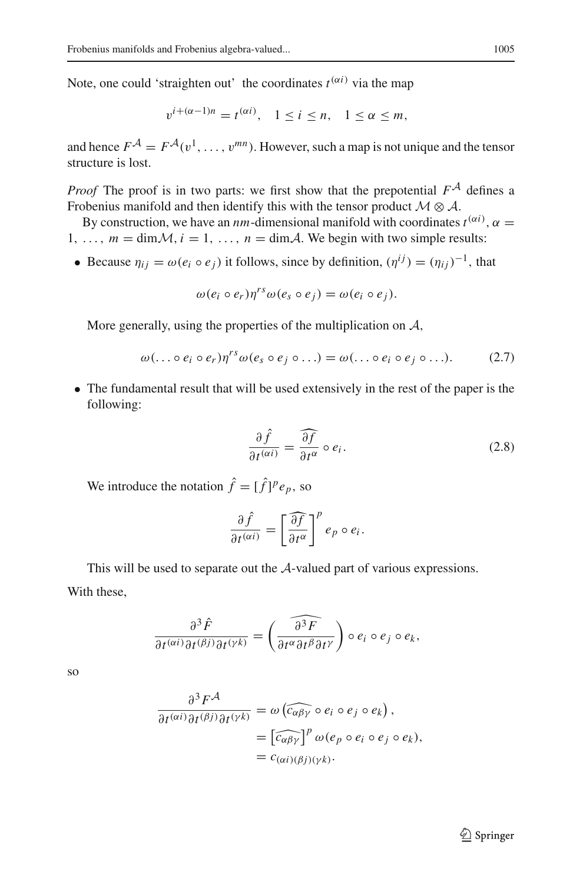Note, one could 'straighten out' the coordinates $t^{(\alpha i)}$ via the map

$$v^{i+(\alpha-1)n} = t^{(\alpha i)}, \quad 1 \leq i \leq n, \quad 1 \leq \alpha \leq m,$$

and hence $F^{\mathcal{A}} = F^{\mathcal{A}}(v^1, \ldots, v^{mn})$. However, such a map is not unique and the tensor structure is lost.

*Proof* The proof is in two parts: we first show that the prepotential $F^{\mathcal{A}}$ defines a Frobenius manifold and then identify this with the tensor product $\mathcal{M} \otimes \mathcal{A}$.

By construction, we have an $nm$-dimensional manifold with coordinates $t^{(\alpha i)}$, $\alpha = 1, \ldots, m = \dim \mathcal{M}$, $i = 1, \ldots, n = \dim \mathcal{A}$. We begin with two simple results:

- Because $\eta_{ij} = \omega(e_i \circ e_j)$ it follows, since by definition, $(\eta^{ij}) = (\eta_{ij})^{-1}$, that

$$\omega(e_i \circ e_r)\eta^{rs}\omega(e_s \circ e_j) = \omega(e_i \circ e_j).$$

  More generally, using the properties of the multiplication on $\mathcal{A}$,

$$\omega(\ldots \circ e_i \circ e_r)\eta^{rs}\omega(e_s \circ e_j \circ \ldots) = \omega(\ldots \circ e_i \circ e_j \circ \ldots). \tag{2.7}$$

- The fundamental result that will be used extensively in the rest of the paper is the following:

$$\frac{\partial \hat{f}}{\partial t^{(\alpha i)}} = \widehat{\frac{\partial f}{\partial t^{\alpha}}} \circ e_i. \tag{2.8}$$

  We introduce the notation $\hat{f} = [\hat{f}]^p e_p$, so

$$\frac{\partial \hat{f}}{\partial t^{(\alpha i)}} = \left[\widehat{\frac{\partial f}{\partial t^{\alpha}}}\right]^p e_p \circ e_i.$$

  This will be used to separate out the $\mathcal{A}$-valued part of various expressions.

With these,

$$\frac{\partial^3 \hat{F}}{\partial t^{(\alpha i)} \partial t^{(\beta j)} \partial t^{(\gamma k)}} = \left(\widehat{\frac{\partial^3 F}{\partial t^{\alpha} \partial t^{\beta} \partial t^{\gamma}}}\right) \circ e_i \circ e_j \circ e_k,$$

so

$$\begin{aligned}
\frac{\partial^3 F^{\mathcal{A}}}{\partial t^{(\alpha i)} \partial t^{(\beta j)} \partial t^{(\gamma k)}} &= \omega\left(\widehat{c_{\alpha\beta\gamma}} \circ e_i \circ e_j \circ e_k\right), \\
&= \left[\widehat{c_{\alpha\beta\gamma}}\right]^p \omega(e_p \circ e_i \circ e_j \circ e_k), \\
&= c_{(\alpha i)(\beta j)(\gamma k)}.
\end{aligned}$$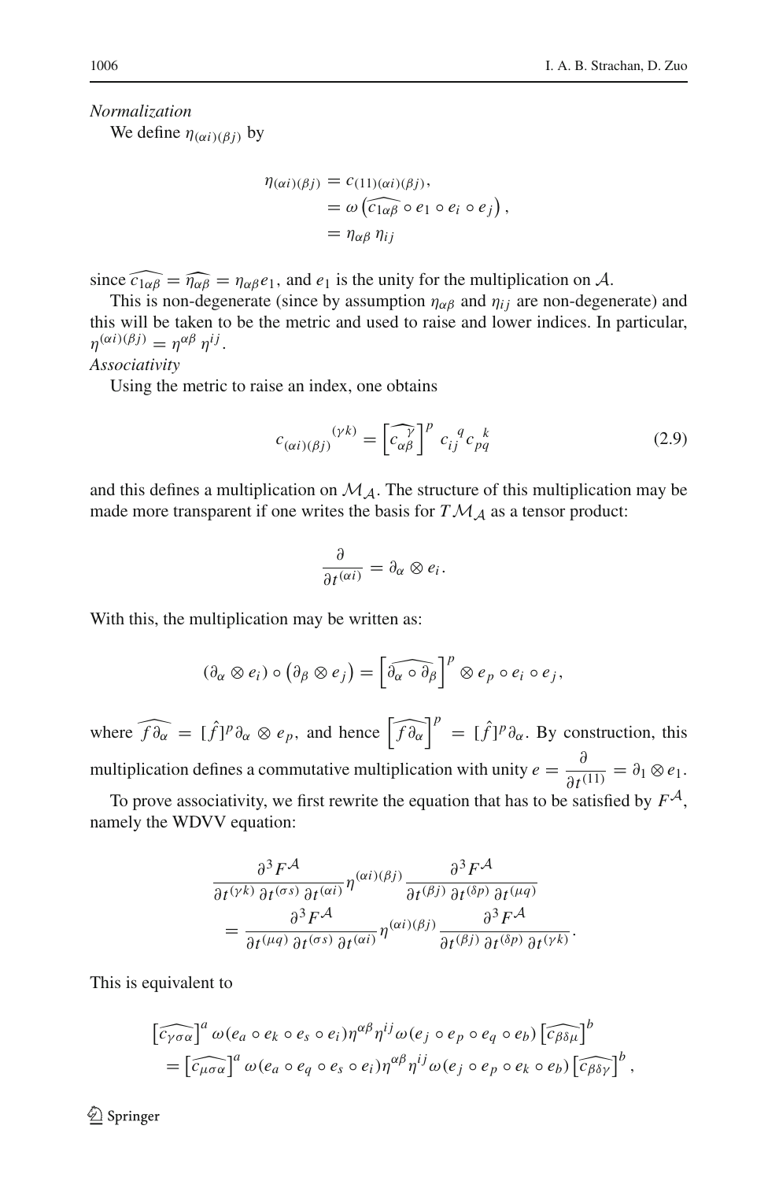*Normalization*

We define $\eta_{(\alpha i)(\beta j)}$ by

$$\begin{aligned}
\eta_{(\alpha i)(\beta j)} &= c_{(11)(\alpha i)(\beta j)}, \\
&= \omega\left(\widehat{c_{1\alpha\beta}} \circ e_1 \circ e_i \circ e_j\right), \\
&= \eta_{\alpha\beta}\, \eta_{ij}
\end{aligned}$$

since $\widehat{c_{1\alpha\beta}} = \widehat{\eta_{\alpha\beta}} = \eta_{\alpha\beta} e_1$, and $e_1$ is the unity for the multiplication on $\mathcal{A}$.

This is non-degenerate (since by assumption $\eta_{\alpha\beta}$ and $\eta_{ij}$ are non-degenerate) and this will be taken to be the metric and used to raise and lower indices. In particular, $\eta^{(\alpha i)(\beta j)} = \eta^{\alpha\beta}\, \eta^{ij}$.

*Associativity*

Using the metric to raise an index, one obtains

$$c_{(\alpha i)(\beta j)}{}^{(\gamma k)} = \left[\widehat{c_{\alpha\beta}^{\ \gamma}}\right]^p c_{ij}{}^q c_{pq}{}^k \tag{2.9}$$

and this defines a multiplication on $\mathcal{M}_{\mathcal{A}}$. The structure of this multiplication may be made more transparent if one writes the basis for $T\mathcal{M}_{\mathcal{A}}$ as a tensor product:

$$\frac{\partial}{\partial t^{(\alpha i)}} = \partial_\alpha \otimes e_i.$$

With this, the multiplication may be written as:

$$(\partial_\alpha \otimes e_i) \circ \left(\partial_\beta \otimes e_j\right) = \left[\widehat{\partial_\alpha \circ \partial_\beta}\right]^p \otimes e_p \circ e_i \circ e_j,$$

where $\widehat{f \partial_\alpha} = [\hat{f}]^p \partial_\alpha \otimes e_p$, and hence $\left[\widehat{f\partial_\alpha}\right]^p = [\hat{f}]^p \partial_\alpha$. By construction, this multiplication defines a commutative multiplication with unity $e = \dfrac{\partial}{\partial t^{(11)}} = \partial_1 \otimes e_1$.

To prove associativity, we first rewrite the equation that has to be satisfied by $F^{\mathcal{A}}$, namely the WDVV equation:

$$\begin{aligned}
&\frac{\partial^3 F^{\mathcal{A}}}{\partial t^{(\gamma k)}\, \partial t^{(\sigma s)}\, \partial t^{(\alpha i)}} \eta^{(\alpha i)(\beta j)} \frac{\partial^3 F^{\mathcal{A}}}{\partial t^{(\beta j)}\, \partial t^{(\delta p)}\, \partial t^{(\mu q)}} \\
&\quad = \frac{\partial^3 F^{\mathcal{A}}}{\partial t^{(\mu q)}\, \partial t^{(\sigma s)}\, \partial t^{(\alpha i)}} \eta^{(\alpha i)(\beta j)} \frac{\partial^3 F^{\mathcal{A}}}{\partial t^{(\beta j)}\, \partial t^{(\delta p)}\, \partial t^{(\gamma k)}}.
\end{aligned}$$

This is equivalent to

$$\begin{aligned}
&\left[\widehat{c_{\gamma\sigma\alpha}}\right]^a \omega(e_a \circ e_k \circ e_s \circ e_i) \eta^{\alpha\beta} \eta^{ij} \omega(e_j \circ e_p \circ e_q \circ e_b) \left[\widehat{c_{\beta\delta\mu}}\right]^b \\
&\quad = \left[\widehat{c_{\mu\sigma\alpha}}\right]^a \omega(e_a \circ e_q \circ e_s \circ e_i) \eta^{\alpha\beta} \eta^{ij} \omega(e_j \circ e_p \circ e_k \circ e_b) \left[\widehat{c_{\beta\delta\gamma}}\right]^b,
\end{aligned}$$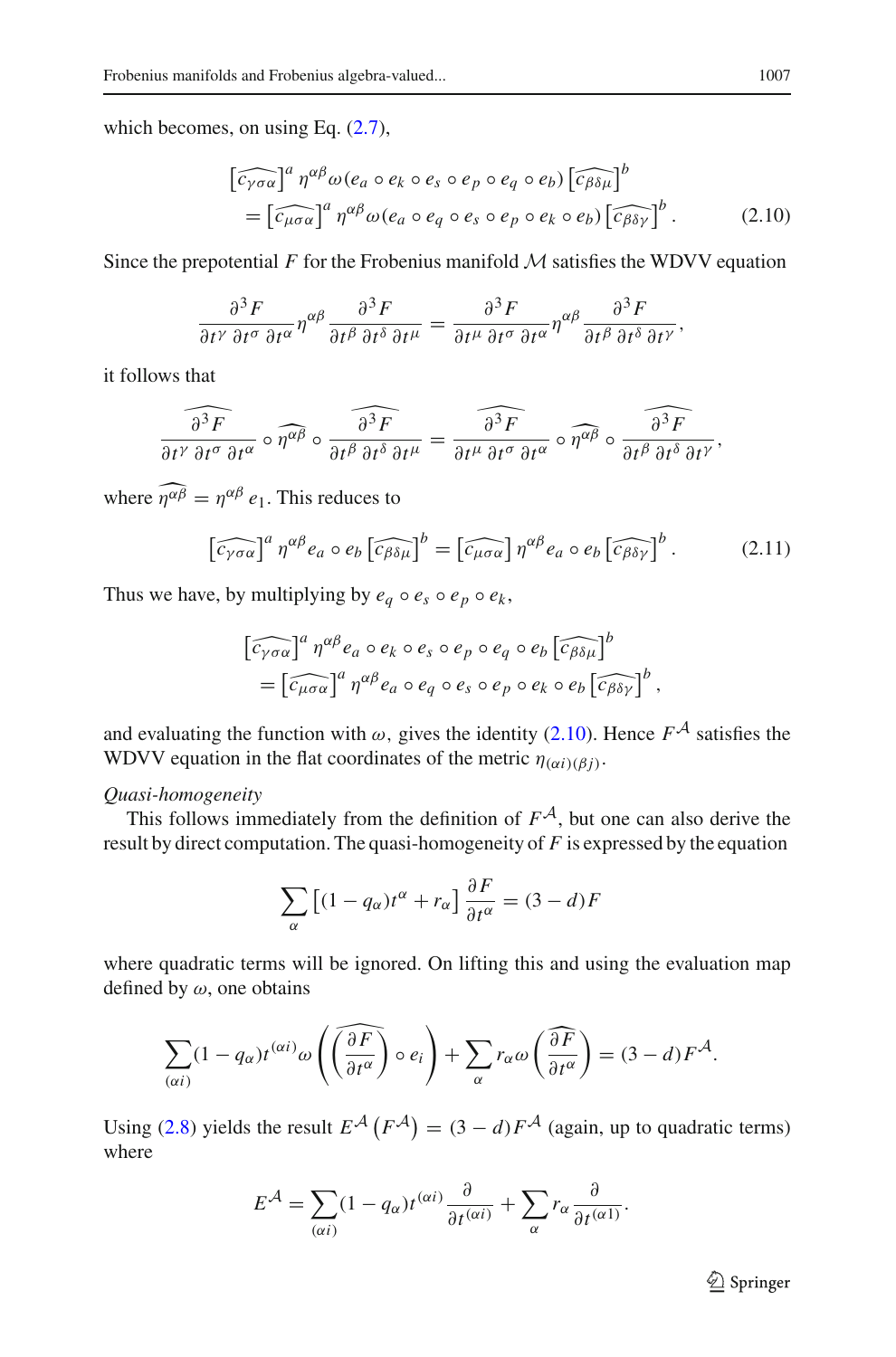which becomes, on using Eq. (2.7),

$$
\begin{aligned}
&\left[\widehat{c_{\gamma\sigma\alpha}}\right]^a \eta^{\alpha\beta} \omega(e_a \circ e_k \circ e_s \circ e_p \circ e_q \circ e_b) \left[\widehat{c_{\beta\delta\mu}}\right]^b \\
&\quad = \left[\widehat{c_{\mu\sigma\alpha}}\right]^a \eta^{\alpha\beta} \omega(e_a \circ e_q \circ e_s \circ e_p \circ e_k \circ e_b) \left[\widehat{c_{\beta\delta\gamma}}\right]^b . \qquad (2.10)
\end{aligned}
$$

Since the prepotential $F$ for the Frobenius manifold $\mathcal{M}$ satisfies the WDVV equation

$$
\frac{\partial^3 F}{\partial t^\gamma\, \partial t^\sigma\, \partial t^\alpha} \eta^{\alpha\beta} \frac{\partial^3 F}{\partial t^\beta\, \partial t^\delta\, \partial t^\mu} = \frac{\partial^3 F}{\partial t^\mu\, \partial t^\sigma\, \partial t^\alpha} \eta^{\alpha\beta} \frac{\partial^3 F}{\partial t^\beta\, \partial t^\delta\, \partial t^\gamma},
$$

it follows that

$$
\widehat{\frac{\partial^3 F}{\partial t^\gamma\, \partial t^\sigma\, \partial t^\alpha}} \circ \widehat{\eta^{\alpha\beta}} \circ \widehat{\frac{\partial^3 F}{\partial t^\beta\, \partial t^\delta\, \partial t^\mu}} = \widehat{\frac{\partial^3 F}{\partial t^\mu\, \partial t^\sigma\, \partial t^\alpha}} \circ \widehat{\eta^{\alpha\beta}} \circ \widehat{\frac{\partial^3 F}{\partial t^\beta\, \partial t^\delta\, \partial t^\gamma}},
$$

where $\widehat{\eta^{\alpha\beta}} = \eta^{\alpha\beta} e_1$. This reduces to

$$
\left[\widehat{c_{\gamma\sigma\alpha}}\right]^a \eta^{\alpha\beta} e_a \circ e_b \left[\widehat{c_{\beta\delta\mu}}\right]^b = \left[\widehat{c_{\mu\sigma\alpha}}\right] \eta^{\alpha\beta} e_a \circ e_b \left[\widehat{c_{\beta\delta\gamma}}\right]^b . \qquad (2.11)
$$

Thus we have, by multiplying by $e_q \circ e_s \circ e_p \circ e_k$,

$$
\begin{aligned}
&\left[\widehat{c_{\gamma\sigma\alpha}}\right]^a \eta^{\alpha\beta} e_a \circ e_k \circ e_s \circ e_p \circ e_q \circ e_b \left[\widehat{c_{\beta\delta\mu}}\right]^b \\
&\quad = \left[\widehat{c_{\mu\sigma\alpha}}\right]^a \eta^{\alpha\beta} e_a \circ e_q \circ e_s \circ e_p \circ e_k \circ e_b \left[\widehat{c_{\beta\delta\gamma}}\right]^b ,
\end{aligned}
$$

and evaluating the function with $\omega$, gives the identity (2.10). Hence $F^{\mathcal{A}}$ satisfies the WDVV equation in the flat coordinates of the metric $\eta_{(\alpha i)(\beta j)}$.

*Quasi-homogeneity*

This follows immediately from the definition of $F^{\mathcal{A}}$, but one can also derive the result by direct computation. The quasi-homogeneity of $F$ is expressed by the equation

$$
\sum_\alpha \left[(1-q_\alpha)t^\alpha + r_\alpha\right] \frac{\partial F}{\partial t^\alpha} = (3-d)F
$$

where quadratic terms will be ignored. On lifting this and using the evaluation map defined by $\omega$, one obtains

$$
\sum_{(\alpha i)} (1-q_\alpha) t^{(\alpha i)} \omega\left( \left(\widehat{\frac{\partial F}{\partial t^\alpha}}\right) \circ e_i \right) + \sum_\alpha r_\alpha \omega\left(\widehat{\frac{\partial F}{\partial t^\alpha}}\right) = (3-d)F^{\mathcal{A}}.
$$

Using (2.8) yields the result $E^{\mathcal{A}}\left(F^{\mathcal{A}}\right) = (3-d)F^{\mathcal{A}}$ (again, up to quadratic terms) where

$$
E^{\mathcal{A}} = \sum_{(\alpha i)} (1-q_\alpha) t^{(\alpha i)} \frac{\partial}{\partial t^{(\alpha i)}} + \sum_\alpha r_\alpha \frac{\partial}{\partial t^{(\alpha 1)}}.
$$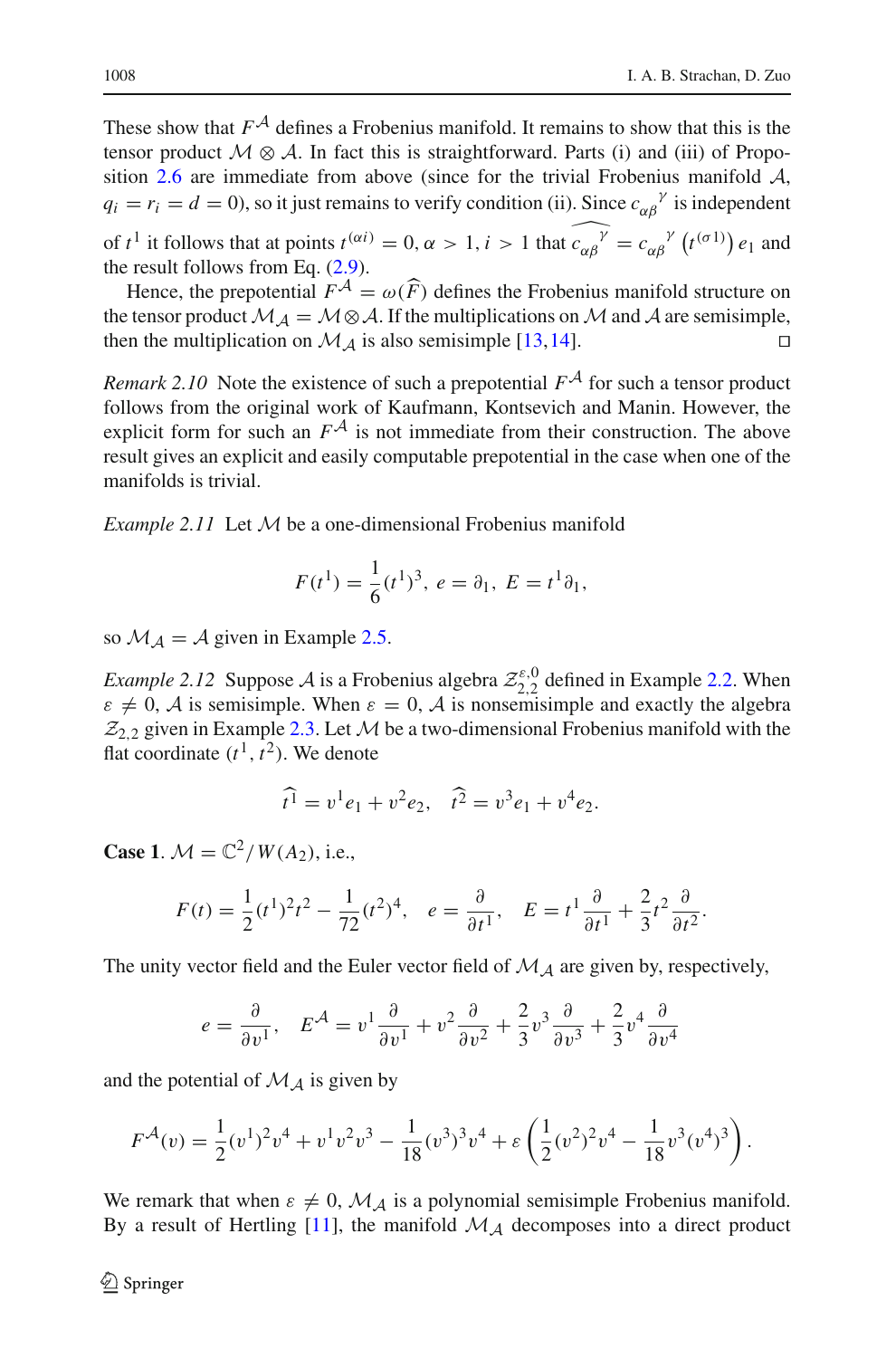These show that $F^{\mathcal{A}}$ defines a Frobenius manifold. It remains to show that this is the tensor product $\mathcal{M} \otimes \mathcal{A}$. In fact this is straightforward. Parts (i) and (iii) of Proposition 2.6 are immediate from above (since for the trivial Frobenius manifold $\mathcal{A}$, $q_i = r_i = d = 0$), so it just remains to verify condition (ii). Since ${c_{\alpha\beta}}^{\gamma}$ is independent of $t^1$ it follows that at points $t^{(\alpha i)} = 0, \alpha > 1, i > 1$ that $\widehat{{c_{\alpha\beta}}^{\gamma}} = {c_{\alpha\beta}}^{\gamma}\left(t^{(\sigma 1)}\right) e_1$ and the result follows from Eq. (2.9).

Hence, the prepotential $F^{\mathcal{A}} = \omega(\widehat{F})$ defines the Frobenius manifold structure on the tensor product $\mathcal{M}_{\mathcal{A}} = \mathcal{M} \otimes \mathcal{A}$. If the multiplications on $\mathcal{M}$ and $\mathcal{A}$ are semisimple, then the multiplication on $\mathcal{M}_{\mathcal{A}}$ is also semisimple [13,14]. $\square$

*Remark 2.10* Note the existence of such a prepotential $F^{\mathcal{A}}$ for such a tensor product follows from the original work of Kaufmann, Kontsevich and Manin. However, the explicit form for such an $F^{\mathcal{A}}$ is not immediate from their construction. The above result gives an explicit and easily computable prepotential in the case when one of the manifolds is trivial.

*Example 2.11* Let $\mathcal{M}$ be a one-dimensional Frobenius manifold

$$F(t^1) = \frac{1}{6}(t^1)^3, \; e = \partial_1, \; E = t^1 \partial_1,$$

so $\mathcal{M}_{\mathcal{A}} = \mathcal{A}$ given in Example 2.5.

*Example 2.12* Suppose $\mathcal{A}$ is a Frobenius algebra $\mathcal{Z}_{2,2}^{\varepsilon,0}$ defined in Example 2.2. When $\varepsilon \neq 0$, $\mathcal{A}$ is semisimple. When $\varepsilon = 0$, $\mathcal{A}$ is nonsemisimple and exactly the algebra $\mathcal{Z}_{2,2}$ given in Example 2.3. Let $\mathcal{M}$ be a two-dimensional Frobenius manifold with the flat coordinate $(t^1, t^2)$. We denote

$$\widehat{t^1} = v^1 e_1 + v^2 e_2, \quad \widehat{t^2} = v^3 e_1 + v^4 e_2.$$

**Case 1**. $\mathcal{M} = \mathbb{C}^2 / W(A_2)$, i.e.,

$$F(t) = \frac{1}{2}(t^1)^2 t^2 - \frac{1}{72}(t^2)^4, \quad e = \frac{\partial}{\partial t^1}, \quad E = t^1 \frac{\partial}{\partial t^1} + \frac{2}{3} t^2 \frac{\partial}{\partial t^2}.$$

The unity vector field and the Euler vector field of $\mathcal{M}_{\mathcal{A}}$ are given by, respectively,

$$e = \frac{\partial}{\partial v^1}, \quad E^{\mathcal{A}} = v^1 \frac{\partial}{\partial v^1} + v^2 \frac{\partial}{\partial v^2} + \frac{2}{3} v^3 \frac{\partial}{\partial v^3} + \frac{2}{3} v^4 \frac{\partial}{\partial v^4}$$

and the potential of $\mathcal{M}_{\mathcal{A}}$ is given by

$$F^{\mathcal{A}}(v) = \frac{1}{2}(v^1)^2 v^4 + v^1 v^2 v^3 - \frac{1}{18}(v^3)^3 v^4 + \varepsilon \left( \frac{1}{2}(v^2)^2 v^4 - \frac{1}{18} v^3 (v^4)^3 \right).$$

We remark that when $\varepsilon \neq 0$, $\mathcal{M}_{\mathcal{A}}$ is a polynomial semisimple Frobenius manifold. By a result of Hertling [11], the manifold $\mathcal{M}_{\mathcal{A}}$ decomposes into a direct product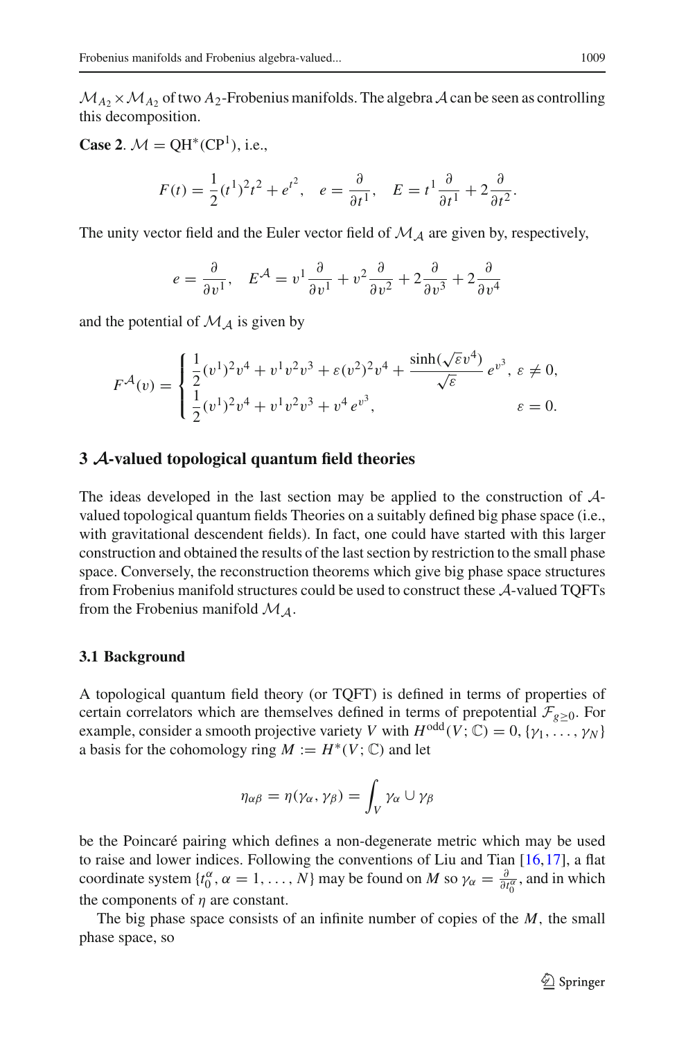$\mathcal{M}_{A_2} \times \mathcal{M}_{A_2}$ of two $A_2$-Frobenius manifolds. The algebra $\mathcal{A}$ can be seen as controlling this decomposition.

**Case 2**. $\mathcal{M} = \mathrm{QH}^*(\mathrm{CP}^1)$, i.e.,

$$F(t) = \frac{1}{2}(t^1)^2 t^2 + e^{t^2}, \quad e = \frac{\partial}{\partial t^1}, \quad E = t^1 \frac{\partial}{\partial t^1} + 2\frac{\partial}{\partial t^2}.$$

The unity vector field and the Euler vector field of $\mathcal{M}_{\mathcal{A}}$ are given by, respectively,

$$e = \frac{\partial}{\partial v^1}, \quad E^{\mathcal{A}} = v^1 \frac{\partial}{\partial v^1} + v^2 \frac{\partial}{\partial v^2} + 2\frac{\partial}{\partial v^3} + 2\frac{\partial}{\partial v^4}$$

and the potential of $\mathcal{M}_{\mathcal{A}}$ is given by

$$F^{\mathcal{A}}(v) = \begin{cases} \frac{1}{2}(v^1)^2 v^4 + v^1 v^2 v^3 + \varepsilon (v^2)^2 v^4 + \dfrac{\sinh(\sqrt{\varepsilon} v^4)}{\sqrt{\varepsilon}} \, e^{v^3}, & \varepsilon \neq 0, \\ \frac{1}{2}(v^1)^2 v^4 + v^1 v^2 v^3 + v^4 \, e^{v^3}, & \varepsilon = 0. \end{cases}$$

## 3 $\mathcal{A}$-valued topological quantum field theories

The ideas developed in the last section may be applied to the construction of $\mathcal{A}$-valued topological quantum fields Theories on a suitably defined big phase space (i.e., with gravitational descendent fields). In fact, one could have started with this larger construction and obtained the results of the last section by restriction to the small phase space. Conversely, the reconstruction theorems which give big phase space structures from Frobenius manifold structures could be used to construct these $\mathcal{A}$-valued TQFTs from the Frobenius manifold $\mathcal{M}_{\mathcal{A}}$.

### 3.1 Background

A topological quantum field theory (or TQFT) is defined in terms of properties of certain correlators which are themselves defined in terms of prepotential $\mathcal{F}_{g \geq 0}$. For example, consider a smooth projective variety $V$ with $H^{\mathrm{odd}}(V; \mathbb{C}) = 0, \{\gamma_1, \ldots, \gamma_N\}$ a basis for the cohomology ring $M := H^*(V; \mathbb{C})$ and let

$$\eta_{\alpha\beta} = \eta(\gamma_\alpha, \gamma_\beta) = \int_V \gamma_\alpha \cup \gamma_\beta$$

be the Poincaré pairing which defines a non-degenerate metric which may be used to raise and lower indices. Following the conventions of Liu and Tian [16,17], a flat coordinate system $\{t_0^\alpha, \alpha = 1, \ldots, N\}$ may be found on $M$ so $\gamma_\alpha = \frac{\partial}{\partial t_0^\alpha}$, and in which the components of $\eta$ are constant.

The big phase space consists of an infinite number of copies of the $M$, the small phase space, so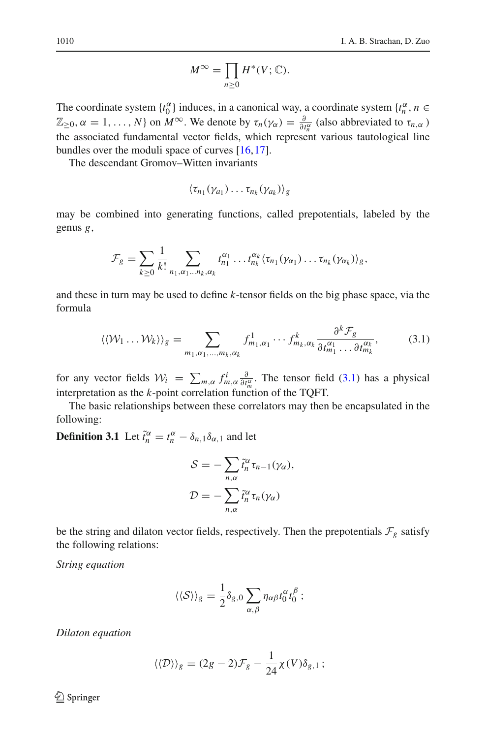$$M^{\infty} = \prod_{n \geq 0} H^*(V; \mathbb{C}).$$

The coordinate system $\{t_0^\alpha\}$ induces, in a canonical way, a coordinate system $\{t_n^\alpha, n \in \mathbb{Z}_{\geq 0}, \alpha = 1, \ldots, N\}$ on $M^\infty$. We denote by $\tau_n(\gamma_\alpha) = \frac{\partial}{\partial t_n^\alpha}$ (also abbreviated to $\tau_{n,\alpha}$) the associated fundamental vector fields, which represent various tautological line bundles over the moduli space of curves [16,17].

The descendant Gromov–Witten invariants

$$\langle \tau_{n_1}(\gamma_{a_1}) \ldots \tau_{n_k}(\gamma_{a_k}) \rangle_g$$

may be combined into generating functions, called prepotentials, labeled by the genus $g$,

$$\mathcal{F}_g = \sum_{k \geq 0} \frac{1}{k!} \sum_{n_1, \alpha_1 \ldots n_k, \alpha_k} t_{n_1}^{\alpha_1} \ldots t_{n_k}^{\alpha_k} \langle \tau_{n_1}(\gamma_{\alpha_1}) \ldots \tau_{n_k}(\gamma_{\alpha_k}) \rangle_g,$$

and these in turn may be used to define $k$-tensor fields on the big phase space, via the formula

$$\langle\langle \mathcal{W}_1 \ldots \mathcal{W}_k \rangle\rangle_g = \sum_{m_1, \alpha_1, \ldots, m_k, \alpha_k} f^1_{m_1, \alpha_1} \cdots f^k_{m_k, \alpha_k} \frac{\partial^k \mathcal{F}_g}{\partial t_{m_1}^{\alpha_1} \ldots \partial t_{m_k}^{\alpha_k}}, \tag{3.1}$$

for any vector fields $\mathcal{W}_i = \sum_{m,\alpha} f^i_{m,\alpha} \frac{\partial}{\partial t_m^\alpha}$. The tensor field (3.1) has a physical interpretation as the $k$-point correlation function of the TQFT.

The basic relationships between these correlators may then be encapsulated in the following:

**Definition 3.1** Let $\tilde{t}_n^\alpha = t_n^\alpha - \delta_{n,1}\delta_{\alpha,1}$ and let

$$\mathcal{S} = -\sum_{n,\alpha} \tilde{t}_n^\alpha \tau_{n-1}(\gamma_\alpha),$$

$$\mathcal{D} = -\sum_{n,\alpha} \tilde{t}_n^\alpha \tau_n(\gamma_\alpha)$$

be the string and dilaton vector fields, respectively. Then the prepotentials $\mathcal{F}_g$ satisfy the following relations:

*String equation*

$$\langle\langle \mathcal{S} \rangle\rangle_g = \frac{1}{2} \delta_{g,0} \sum_{\alpha,\beta} \eta_{\alpha\beta} t_0^\alpha t_0^\beta \,;$$

*Dilaton equation*

$$\langle\langle \mathcal{D} \rangle\rangle_g = (2g-2)\mathcal{F}_g - \frac{1}{24} \chi(V) \delta_{g,1} \,;$$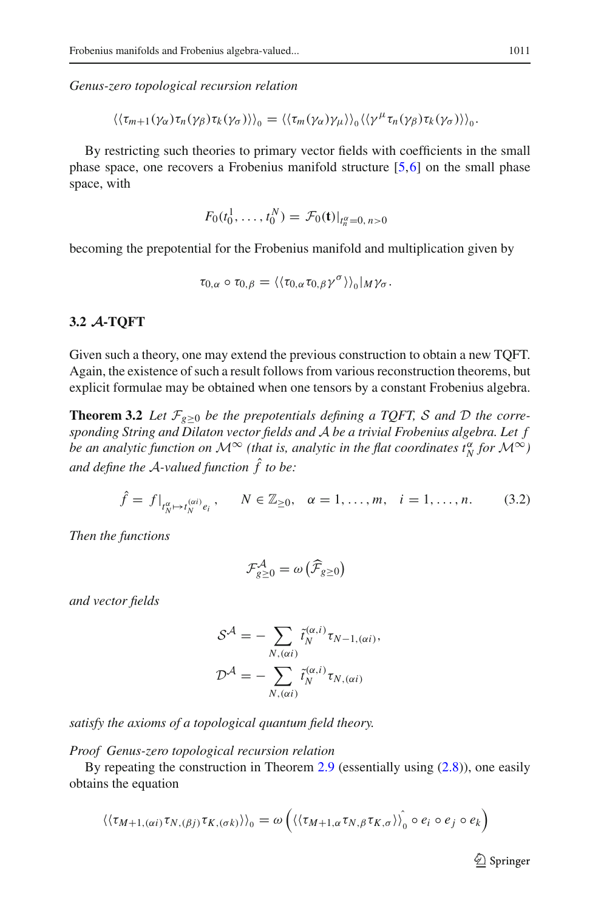*Genus-zero topological recursion relation*

$$\langle\langle \tau_{m+1}(\gamma_\alpha)\tau_n(\gamma_\beta)\tau_k(\gamma_\sigma)\rangle\rangle_0 = \langle\langle \tau_m(\gamma_\alpha)\gamma_\mu\rangle\rangle_0 \langle\langle \gamma^\mu \tau_n(\gamma_\beta)\tau_k(\gamma_\sigma)\rangle\rangle_0 .$$

By restricting such theories to primary vector fields with coefficients in the small phase space, one recovers a Frobenius manifold structure [5,6] on the small phase space, with

$$F_0(t_0^1, \ldots, t_0^N) = \mathcal{F}_0(\mathbf{t})|_{t_n^\alpha = 0,\, n>0}$$

becoming the prepotential for the Frobenius manifold and multiplication given by

$$\tau_{0,\alpha} \circ \tau_{0,\beta} = \langle\langle \tau_{0,\alpha}\tau_{0,\beta}\gamma^\sigma \rangle\rangle_0|_M \gamma_\sigma .$$

### 3.2 $\mathcal{A}$-TQFT

Given such a theory, one may extend the previous construction to obtain a new TQFT. Again, the existence of such a result follows from various reconstruction theorems, but explicit formulae may be obtained when one tensors by a constant Frobenius algebra.

**Theorem 3.2** *Let $\mathcal{F}_{g\geq 0}$ be the prepotentials defining a TQFT, $\mathcal{S}$ and $\mathcal{D}$ the corresponding String and Dilaton vector fields and $\mathcal{A}$ be a trivial Frobenius algebra. Let $f$ be an analytic function on $\mathcal{M}^\infty$ (that is, analytic in the flat coordinates $t_N^\alpha$ for $\mathcal{M}^\infty$) and define the $\mathcal{A}$-valued function $\hat{f}$ to be:*

$$\hat{f} = f|_{t_N^\alpha \mapsto t_N^{(\alpha i)} e_i}, \qquad N \in \mathbb{Z}_{\geq 0}, \quad \alpha = 1, \ldots, m, \quad i = 1, \ldots, n. \tag{3.2}$$

*Then the functions*

$$\mathcal{F}^{\mathcal{A}}_{g\geq 0} = \omega\left(\widehat{\mathcal{F}}_{g\geq 0}\right)$$

*and vector fields*

$$\mathcal{S}^{\mathcal{A}} = -\sum_{N,(\alpha i)} \tilde{t}_N^{(\alpha,i)} \tau_{N-1,(\alpha i)},$$
$$\mathcal{D}^{\mathcal{A}} = -\sum_{N,(\alpha i)} \tilde{t}_N^{(\alpha,i)} \tau_{N,(\alpha i)}$$

*satisfy the axioms of a topological quantum field theory.*

*Proof* *Genus-zero topological recursion relation*

By repeating the construction in Theorem 2.9 (essentially using (2.8)), one easily obtains the equation

$$\langle\langle \tau_{M+1,(\alpha i)}\tau_{N,(\beta j)}\tau_{K,(\sigma k)}\rangle\rangle_0 = \omega\left(\langle\langle \tau_{M+1,\alpha}\tau_{N,\beta}\tau_{K,\sigma}\rangle\rangle_0^{\hat{}} \circ e_i \circ e_j \circ e_k\right)$$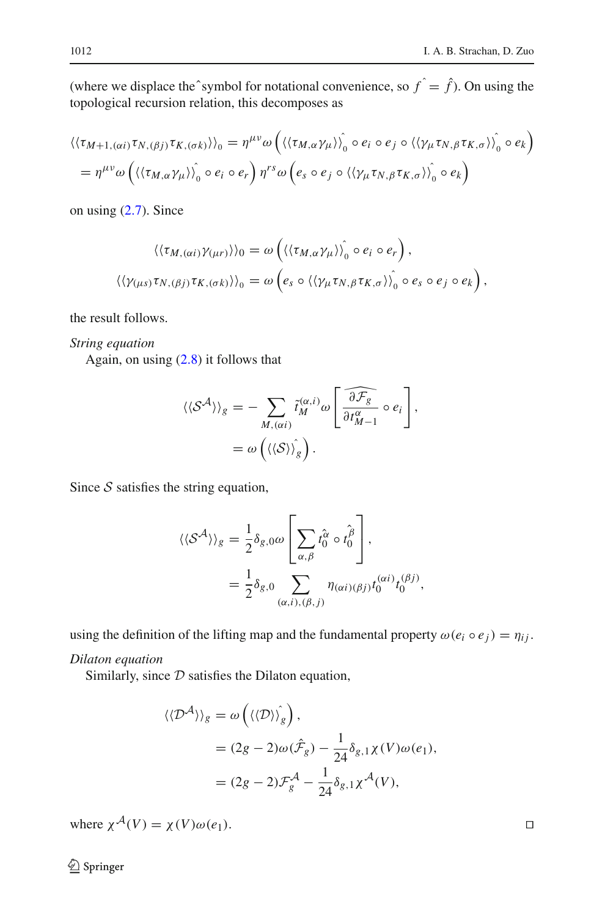(where we displace the $\hat{}$ symbol for notational convenience, so $f\,\hat{} = \hat{f}$). On using the topological recursion relation, this decomposes as

$$
\begin{aligned}
\langle\langle \tau_{M+1,(\alpha i)} \tau_{N,(\beta j)} \tau_{K,(\sigma k)} \rangle\rangle_0 &= \eta^{\mu\nu} \omega \left( \langle\langle \tau_{M,\alpha} \gamma_\mu \rangle\rangle_0^{\hat{}} \circ e_i \circ e_j \circ \langle\langle \gamma_\mu \tau_{N,\beta} \tau_{K,\sigma} \rangle\rangle_0^{\hat{}} \circ e_k \right) \\
&= \eta^{\mu\nu} \omega \left( \langle\langle \tau_{M,\alpha} \gamma_\mu \rangle\rangle_0^{\hat{}} \circ e_i \circ e_r \right) \eta^{rs} \omega \left( e_s \circ e_j \circ \langle\langle \gamma_\mu \tau_{N,\beta} \tau_{K,\sigma} \rangle\rangle_0^{\hat{}} \circ e_k \right)
\end{aligned}
$$

on using (2.7). Since

$$
\begin{aligned}
\langle\langle \tau_{M,(\alpha i)} \gamma_{(\mu r)} \rangle\rangle_0 &= \omega \left( \langle\langle \tau_{M,\alpha} \gamma_\mu \rangle\rangle_0^{\hat{}} \circ e_i \circ e_r \right), \\
\langle\langle \gamma_{(\mu s)} \tau_{N,(\beta j)} \tau_{K,(\sigma k)} \rangle\rangle_0 &= \omega \left( e_s \circ \langle\langle \gamma_\mu \tau_{N,\beta} \tau_{K,\sigma} \rangle\rangle_0^{\hat{}} \circ e_s \circ e_j \circ e_k \right),
\end{aligned}
$$

the result follows.

*String equation*

Again, on using (2.8) it follows that

$$
\begin{aligned}
\langle\langle \mathcal{S}^{\mathcal{A}} \rangle\rangle_g &= - \sum_{M,(\alpha i)} \tilde{t}_M^{(\alpha,i)} \omega \left[ \widehat{\frac{\partial \mathcal{F}_g}{\partial t^\alpha_{M-1}}} \circ e_i \right], \\
&= \omega \left( \langle\langle \mathcal{S} \rangle\rangle_g^{\hat{}} \right).
\end{aligned}
$$

Since $\mathcal{S}$ satisfies the string equation,

$$
\begin{aligned}
\langle\langle \mathcal{S}^{\mathcal{A}} \rangle\rangle_g &= \frac{1}{2} \delta_{g,0} \omega \left[ \sum_{\alpha,\beta} t_0^{\hat{\alpha}} \circ t_0^{\hat{\beta}} \right], \\
&= \frac{1}{2} \delta_{g,0} \sum_{(\alpha,i),(\beta,j)} \eta_{(\alpha i)(\beta j)} t_0^{(\alpha i)} t_0^{(\beta j)},
\end{aligned}
$$

using the definition of the lifting map and the fundamental property $\omega(e_i \circ e_j) = \eta_{ij}$.

*Dilaton equation*

Similarly, since $\mathcal{D}$ satisfies the Dilaton equation,

$$
\begin{aligned}
\langle\langle \mathcal{D}^{\mathcal{A}} \rangle\rangle_g &= \omega \left( \langle\langle \mathcal{D} \rangle\rangle_g^{\hat{}} \right), \\
&= (2g-2) \omega(\hat{\mathcal{F}}_g) - \frac{1}{24} \delta_{g,1} \chi(V) \omega(e_1), \\
&= (2g-2) \mathcal{F}_g^{\mathcal{A}} - \frac{1}{24} \delta_{g,1} \chi^{\mathcal{A}}(V),
\end{aligned}
$$

where $\chi^{\mathcal{A}}(V) = \chi(V) \omega(e_1)$. □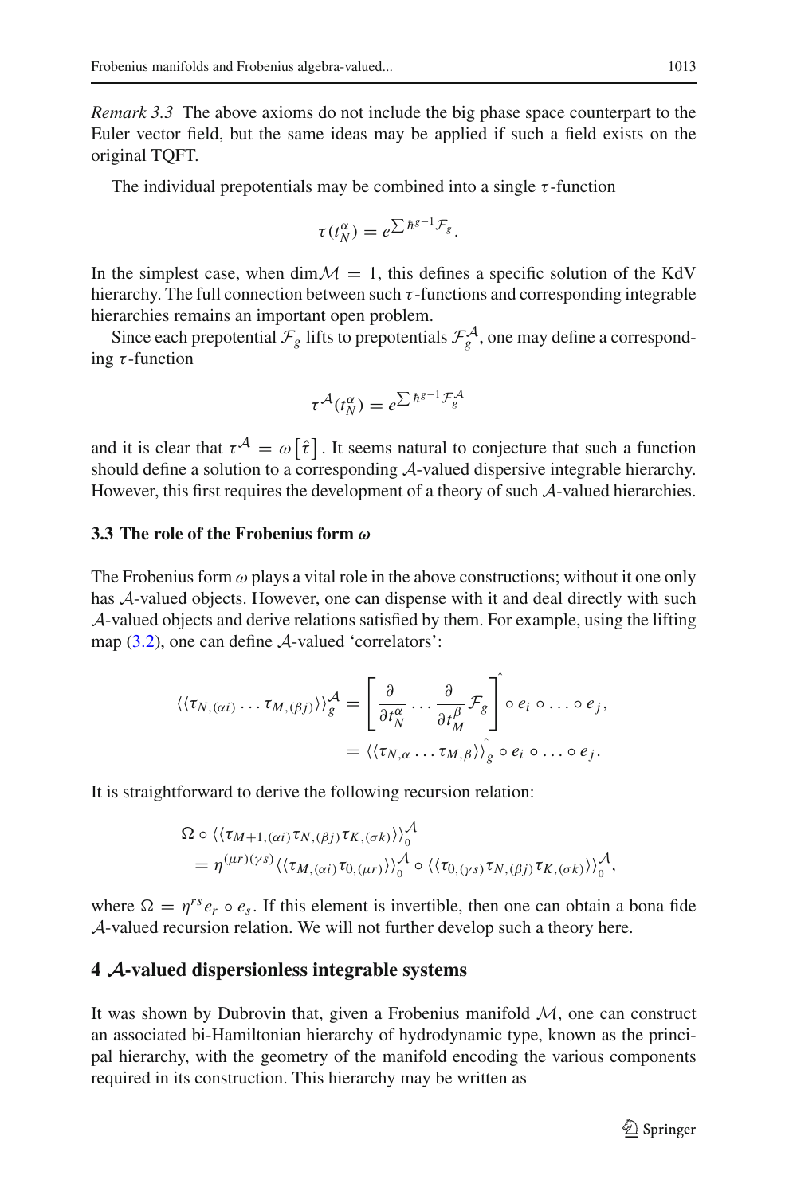*Remark 3.3* The above axioms do not include the big phase space counterpart to the Euler vector field, but the same ideas may be applied if such a field exists on the original TQFT.

The individual prepotentials may be combined into a single $\tau$-function

$$\tau(t^{\alpha}_{N}) = e^{\sum \hbar^{g-1}\mathcal{F}_g}.$$

In the simplest case, when $\dim\mathcal{M} = 1$, this defines a specific solution of the KdV hierarchy. The full connection between such $\tau$-functions and corresponding integrable hierarchies remains an important open problem.

Since each prepotential $\mathcal{F}_g$ lifts to prepotentials $\mathcal{F}^{\mathcal{A}}_g$, one may define a corresponding $\tau$-function

$$\tau^{\mathcal{A}}(t^{\alpha}_{N}) = e^{\sum \hbar^{g-1}\mathcal{F}^{\mathcal{A}}_g}$$

and it is clear that $\tau^{\mathcal{A}} = \omega\left[\hat{\tau}\right]$. It seems natural to conjecture that such a function should define a solution to a corresponding $\mathcal{A}$-valued dispersive integrable hierarchy. However, this first requires the development of a theory of such $\mathcal{A}$-valued hierarchies.

### 3.3 The role of the Frobenius form $\omega$

The Frobenius form $\omega$ plays a vital role in the above constructions; without it one only has $\mathcal{A}$-valued objects. However, one can dispense with it and deal directly with such $\mathcal{A}$-valued objects and derive relations satisfied by them. For example, using the lifting map (3.2), one can define $\mathcal{A}$-valued 'correlators':

$$\begin{aligned}
\langle\langle \tau_{N,(\alpha i)} \ldots \tau_{M,(\beta j)} \rangle\rangle^{\mathcal{A}}_g &= \left[ \frac{\partial}{\partial t^{\alpha}_{N}} \ldots \frac{\partial}{\partial t^{\beta}_{M}} \mathcal{F}_g \right]^{\hat{}} \circ e_i \circ \ldots \circ e_j, \\
&= \langle\langle \tau_{N,\alpha} \ldots \tau_{M,\beta} \rangle\rangle^{\hat{}}_g \circ e_i \circ \ldots \circ e_j.
\end{aligned}$$

It is straightforward to derive the following recursion relation:

$$\begin{aligned}
&\Omega \circ \langle\langle \tau_{M+1,(\alpha i)} \tau_{N,(\beta j)} \tau_{K,(\sigma k)} \rangle\rangle^{\mathcal{A}}_0 \\
&\quad = \eta^{(\mu r)(\gamma s)} \langle\langle \tau_{M,(\alpha i)} \tau_{0,(\mu r)} \rangle\rangle^{\mathcal{A}}_0 \circ \langle\langle \tau_{0,(\gamma s)} \tau_{N,(\beta j)} \tau_{K,(\sigma k)} \rangle\rangle^{\mathcal{A}}_0,
\end{aligned}$$

where $\Omega = \eta^{rs} e_r \circ e_s$. If this element is invertible, then one can obtain a bona fide $\mathcal{A}$-valued recursion relation. We will not further develop such a theory here.

## 4 $\mathcal{A}$-valued dispersionless integrable systems

It was shown by Dubrovin that, given a Frobenius manifold $\mathcal{M}$, one can construct an associated bi-Hamiltonian hierarchy of hydrodynamic type, known as the principal hierarchy, with the geometry of the manifold encoding the various components required in its construction. This hierarchy may be written as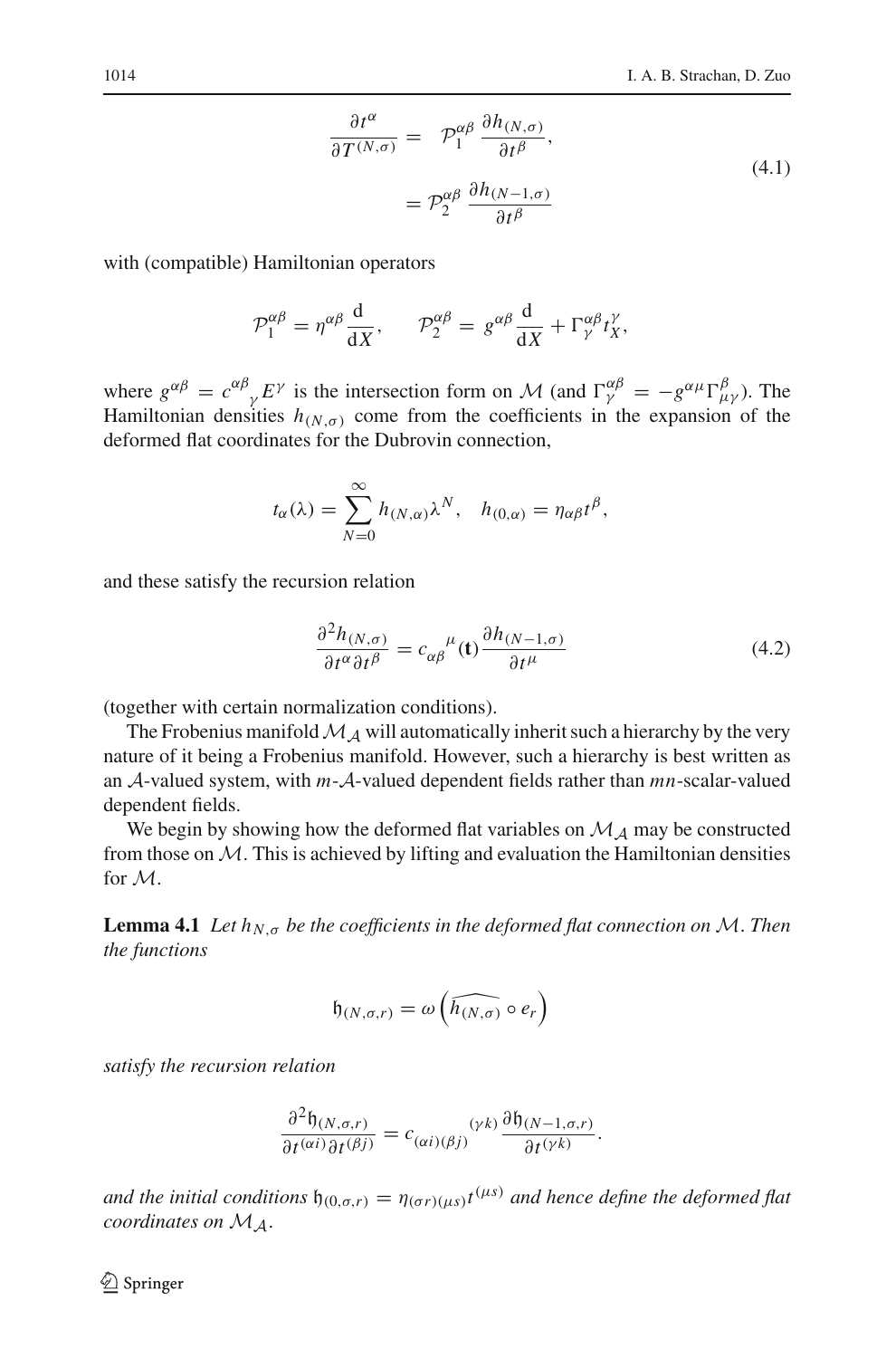$$
\begin{aligned}
\frac{\partial t^{\alpha}}{\partial T^{(N,\sigma)}} &= \mathcal{P}_1^{\alpha\beta} \frac{\partial h_{(N,\sigma)}}{\partial t^{\beta}}, \\
&= \mathcal{P}_2^{\alpha\beta} \frac{\partial h_{(N-1,\sigma)}}{\partial t^{\beta}}
\end{aligned}
\tag{4.1}
$$

with (compatible) Hamiltonian operators

$$
\mathcal{P}_1^{\alpha\beta} = \eta^{\alpha\beta} \frac{\mathrm{d}}{\mathrm{d}X}, \qquad \mathcal{P}_2^{\alpha\beta} = g^{\alpha\beta} \frac{\mathrm{d}}{\mathrm{d}X} + \Gamma_{\gamma}^{\alpha\beta} t_X^{\gamma},
$$

where $g^{\alpha\beta} = c^{\alpha\beta}{}_{\gamma} E^{\gamma}$ is the intersection form on $\mathcal{M}$ (and $\Gamma_{\gamma}^{\alpha\beta} = -g^{\alpha\mu}\Gamma_{\mu\gamma}^{\beta}$). The Hamiltonian densities $h_{(N,\sigma)}$ come from the coefficients in the expansion of the deformed flat coordinates for the Dubrovin connection,

$$
t_{\alpha}(\lambda) = \sum_{N=0}^{\infty} h_{(N,\alpha)} \lambda^N, \quad h_{(0,\alpha)} = \eta_{\alpha\beta} t^{\beta},
$$

and these satisfy the recursion relation

$$
\frac{\partial^2 h_{(N,\sigma)}}{\partial t^{\alpha} \partial t^{\beta}} = c_{\alpha\beta}{}^{\mu}(\mathbf{t}) \frac{\partial h_{(N-1,\sigma)}}{\partial t^{\mu}}
\tag{4.2}
$$

(together with certain normalization conditions).

The Frobenius manifold $\mathcal{M}_{\mathcal{A}}$ will automatically inherit such a hierarchy by the very nature of it being a Frobenius manifold. However, such a hierarchy is best written as an $\mathcal{A}$-valued system, with $m$-$\mathcal{A}$-valued dependent fields rather than $mn$-scalar-valued dependent fields.

We begin by showing how the deformed flat variables on $\mathcal{M}_{\mathcal{A}}$ may be constructed from those on $\mathcal{M}$. This is achieved by lifting and evaluation the Hamiltonian densities for $\mathcal{M}$.

**Lemma 4.1** *Let $h_{N,\sigma}$ be the coefficients in the deformed flat connection on $\mathcal{M}$. Then the functions*

$$
\mathfrak{h}_{(N,\sigma,r)} = \omega\left( \widehat{h_{(N,\sigma)}} \circ e_r \right)
$$

*satisfy the recursion relation*

$$
\frac{\partial^2 \mathfrak{h}_{(N,\sigma,r)}}{\partial t^{(\alpha i)} \partial t^{(\beta j)}} = c_{(\alpha i)(\beta j)}{}^{(\gamma k)} \frac{\partial \mathfrak{h}_{(N-1,\sigma,r)}}{\partial t^{(\gamma k)}}.
$$

*and the initial conditions $\mathfrak{h}_{(0,\sigma,r)} = \eta_{(\sigma r)(\mu s)} t^{(\mu s)}$ and hence define the deformed flat coordinates on $\mathcal{M}_{\mathcal{A}}$.*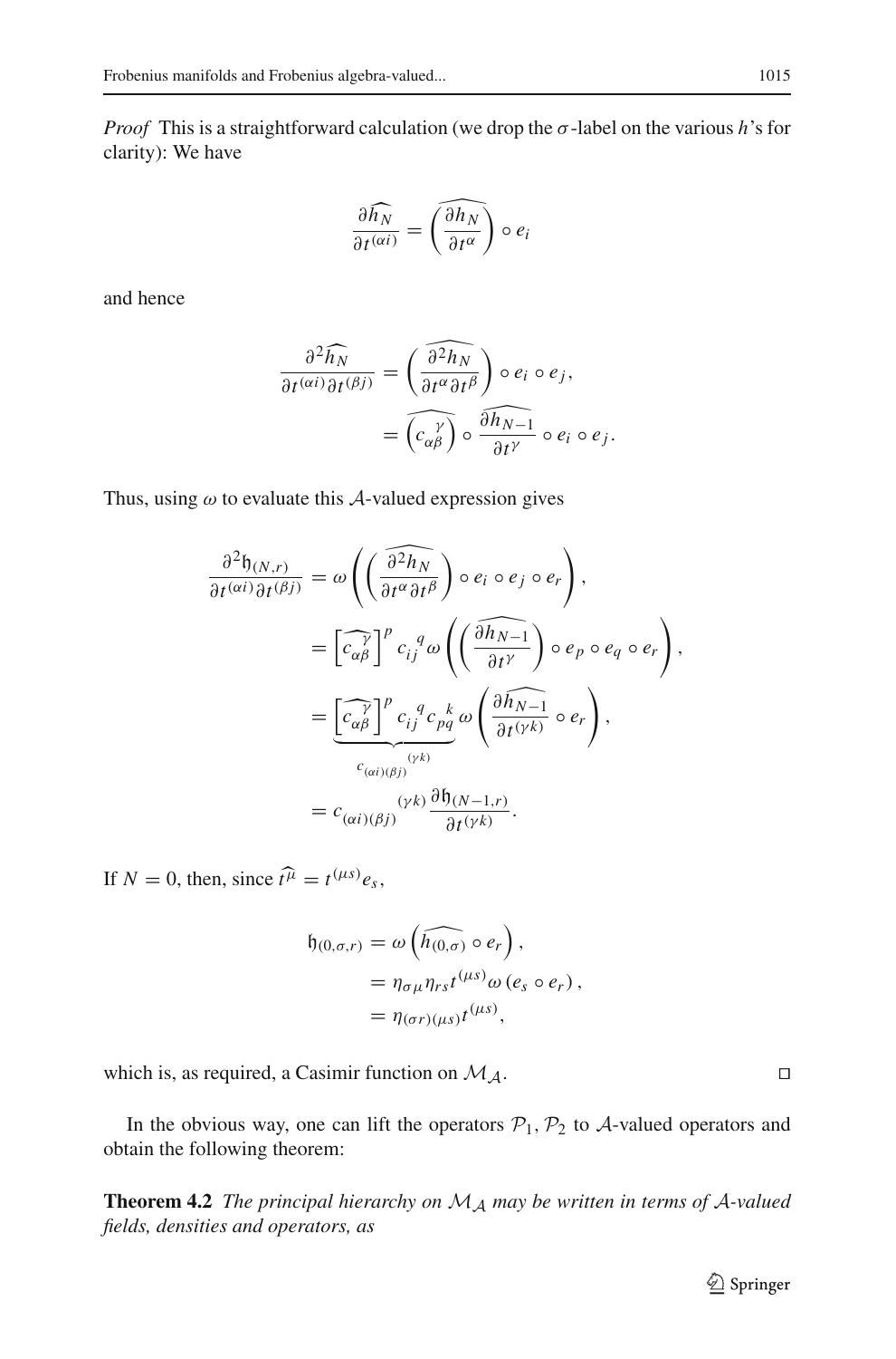*Proof* This is a straightforward calculation (we drop the $\sigma$-label on the various $h$'s for clarity): We have

$$\frac{\partial \widehat{h_N}}{\partial t^{(\alpha i)}} = \widehat{\left(\frac{\partial h_N}{\partial t^{\alpha}}\right)} \circ e_i$$

and hence

$$\begin{aligned}
\frac{\partial^2 \widehat{h_N}}{\partial t^{(\alpha i)} \partial t^{(\beta j)}} &= \widehat{\left(\frac{\partial^2 h_N}{\partial t^{\alpha} \partial t^{\beta}}\right)} \circ e_i \circ e_j, \\
&= \widehat{\left(c_{\alpha\beta}^{\ \ \gamma}\right)} \circ \frac{\partial \widehat{h_{N-1}}}{\partial t^{\gamma}} \circ e_i \circ e_j.
\end{aligned}$$

Thus, using $\omega$ to evaluate this $\mathcal{A}$-valued expression gives

$$\begin{aligned}
\frac{\partial^2 \mathfrak{h}_{(N,r)}}{\partial t^{(\alpha i)} \partial t^{(\beta j)}} &= \omega\left( \widehat{\left(\frac{\partial^2 h_N}{\partial t^{\alpha} \partial t^{\beta}}\right)} \circ e_i \circ e_j \circ e_r \right), \\
&= \left[\widehat{c_{\alpha\beta}^{\ \ \gamma}}\right]^p c_{ij}^{\ \ q}\, \omega\left( \widehat{\left(\frac{\partial h_{N-1}}{\partial t^{\gamma}}\right)} \circ e_p \circ e_q \circ e_r \right), \\
&= \underbrace{\left[\widehat{c_{\alpha\beta}^{\ \ \gamma}}\right]^p c_{ij}^{\ \ q} c_{pq}^{\ \ k}}_{c_{(\alpha i)(\beta j)}^{\ \ \ \ \ \ \ \ (\gamma k)}}\, \omega\left( \frac{\partial \widehat{h_{N-1}}}{\partial t^{(\gamma k)}} \circ e_r \right), \\
&= c_{(\alpha i)(\beta j)}^{\ \ \ \ \ \ \ \ (\gamma k)} \frac{\partial \mathfrak{h}_{(N-1,r)}}{\partial t^{(\gamma k)}}.
\end{aligned}$$

If $N = 0$, then, since $\widehat{t^{\mu}} = t^{(\mu s)} e_s$,

$$\begin{aligned}
\mathfrak{h}_{(0,\sigma,r)} &= \omega\left( \widehat{h_{(0,\sigma)}} \circ e_r \right), \\
&= \eta_{\sigma\mu} \eta_{rs} t^{(\mu s)} \omega\left(e_s \circ e_r\right), \\
&= \eta_{(\sigma r)(\mu s)} t^{(\mu s)},
\end{aligned}$$

which is, as required, a Casimir function on $\mathcal{M}_{\mathcal{A}}$. □

In the obvious way, one can lift the operators $\mathcal{P}_1, \mathcal{P}_2$ to $\mathcal{A}$-valued operators and obtain the following theorem:

**Theorem 4.2** *The principal hierarchy on $\mathcal{M}_{\mathcal{A}}$ may be written in terms of $\mathcal{A}$-valued fields, densities and operators, as*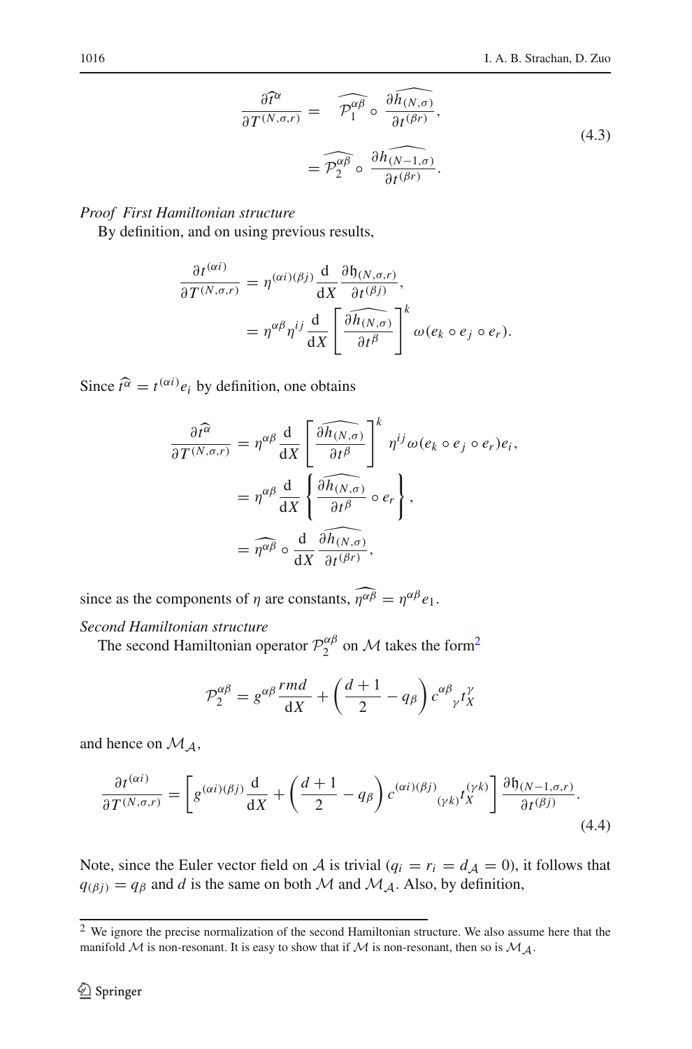$$
\begin{aligned}
\frac{\partial \widehat{t^{\alpha}}}{\partial T^{(N,\sigma,r)}} &= \quad \widehat{\mathcal{P}_1^{\alpha\beta}} \circ \frac{\partial \widehat{h_{(N,\sigma)}}}{\partial t^{(\beta r)}}, \\
&= \widehat{\mathcal{P}_2^{\alpha\beta}} \circ \frac{\partial \widehat{h_{(N-1,\sigma)}}}{\partial t^{(\beta r)}}.
\end{aligned}
\tag{4.3}
$$

*Proof First Hamiltonian structure*

By definition, and on using previous results,

$$
\begin{aligned}
\frac{\partial t^{(\alpha i)}}{\partial T^{(N,\sigma,r)}} &= \eta^{(\alpha i)(\beta j)} \frac{\mathrm{d}}{\mathrm{d}X} \frac{\partial \mathfrak{h}_{(N,\sigma,r)}}{\partial t^{(\beta j)}}, \\
&= \eta^{\alpha\beta} \eta^{ij} \frac{\mathrm{d}}{\mathrm{d}X} \left[ \frac{\partial \widehat{h_{(N,\sigma)}}}{\partial t^{\beta}} \right]^k \omega(e_k \circ e_j \circ e_r).
\end{aligned}
$$

Since $\widehat{t^{\alpha}} = t^{(\alpha i)} e_i$ by definition, one obtains

$$
\begin{aligned}
\frac{\partial \widehat{t^{\alpha}}}{\partial T^{(N,\sigma,r)}} &= \eta^{\alpha\beta} \frac{\mathrm{d}}{\mathrm{d}X} \left[ \frac{\partial \widehat{h_{(N,\sigma)}}}{\partial t^{\beta}} \right]^k \eta^{ij} \omega(e_k \circ e_j \circ e_r) e_i, \\
&= \eta^{\alpha\beta} \frac{\mathrm{d}}{\mathrm{d}X} \left\{ \frac{\partial \widehat{h_{(N,\sigma)}}}{\partial t^{\beta}} \circ e_r \right\}, \\
&= \widehat{\eta^{\alpha\beta}} \circ \frac{\mathrm{d}}{\mathrm{d}X} \frac{\partial \widehat{h_{(N,\sigma)}}}{\partial t^{(\beta r)}},
\end{aligned}
$$

since as the components of $\eta$ are constants, $\widehat{\eta^{\alpha\beta}} = \eta^{\alpha\beta} e_1$.

*Second Hamiltonian structure*

The second Hamiltonian operator $\mathcal{P}_2^{\alpha\beta}$ on $\mathcal{M}$ takes the form[2]

$$
\mathcal{P}_2^{\alpha\beta} = g^{\alpha\beta} \frac{rmd}{\mathrm{d}X} + \left( \frac{d+1}{2} - q_\beta \right) c^{\alpha\beta}{}_{\gamma} t_X^{\gamma}
$$

and hence on $\mathcal{M}_{\mathcal{A}}$,

$$
\frac{\partial t^{(\alpha i)}}{\partial T^{(N,\sigma,r)}} = \left[ g^{(\alpha i)(\beta j)} \frac{\mathrm{d}}{\mathrm{d}X} + \left( \frac{d+1}{2} - q_\beta \right) c^{(\alpha i)(\beta j)}{}_{(\gamma k)} t_X^{(\gamma k)} \right] \frac{\partial \mathfrak{h}_{(N-1,\sigma,r)}}{\partial t^{(\beta j)}}.
\tag{4.4}
$$

Note, since the Euler vector field on $\mathcal{A}$ is trivial ($q_i = r_i = d_{\mathcal{A}} = 0$), it follows that $q_{(\beta j)} = q_\beta$ and $d$ is the same on both $\mathcal{M}$ and $\mathcal{M}_{\mathcal{A}}$. Also, by definition,

[2] We ignore the precise normalization of the second Hamiltonian structure. We also assume here that the manifold $\mathcal{M}$ is non-resonant. It is easy to show that if $\mathcal{M}$ is non-resonant, then so is $\mathcal{M}_{\mathcal{A}}$.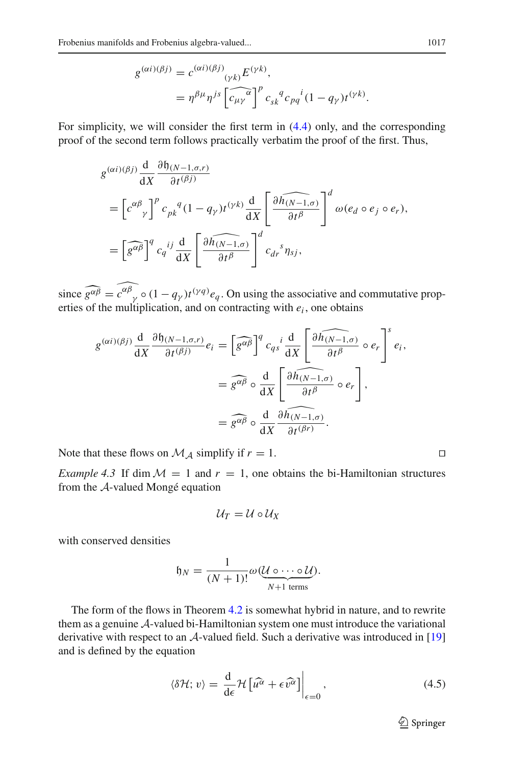$$
\begin{aligned}
g^{(\alpha i)(\beta j)} &= c^{(\alpha i)(\beta j)}{}_{(\gamma k)} E^{(\gamma k)}, \\
&= \eta^{\beta\mu}\eta^{js}\left[\widehat{c_{\mu\gamma}{}^{\alpha}}\right]^{p} c_{sk}{}^{q} c_{pq}{}^{i}(1-q_{\gamma})t^{(\gamma k)}.
\end{aligned}
$$

For simplicity, we will consider the first term in (4.4) only, and the corresponding proof of the second term follows practically verbatim the proof of the first. Thus,

$$
\begin{aligned}
& g^{(\alpha i)(\beta j)} \frac{\mathrm{d}}{\mathrm{d}X} \frac{\partial \mathfrak{h}_{(N-1,\sigma,r)}}{\partial t^{(\beta j)}} \\
&= \left[c^{\alpha\beta}{}_{\gamma}\right]^{p} c_{pk}{}^{q}(1-q_{\gamma})t^{(\gamma k)} \frac{\mathrm{d}}{\mathrm{d}X}\left[\frac{\partial \widehat{h_{(N-1,\sigma)}}}{\partial t^{\beta}}\right]^{d} \omega(e_d \circ e_j \circ e_r), \\
&= \left[\widehat{g^{\alpha\beta}}\right]^{q} c_{q}{}^{ij} \frac{\mathrm{d}}{\mathrm{d}X}\left[\frac{\partial \widehat{h_{(N-1,\sigma)}}}{\partial t^{\beta}}\right]^{d} c_{dr}{}^{s}\eta_{sj},
\end{aligned}
$$

since $\widehat{g^{\alpha\beta}} = \widehat{c^{\alpha\beta}{}_{\gamma}} \circ (1-q_{\gamma})t^{(\gamma q)}e_q$. On using the associative and commutative properties of the multiplication, and on contracting with $e_i$, one obtains

$$
\begin{aligned}
g^{(\alpha i)(\beta j)} \frac{\mathrm{d}}{\mathrm{d}X} \frac{\partial \mathfrak{h}_{(N-1,\sigma,r)}}{\partial t^{(\beta j)}} e_i &= \left[\widehat{g^{\alpha\beta}}\right]^{q} c_{qs}{}^{i} \frac{\mathrm{d}}{\mathrm{d}X}\left[\frac{\partial \widehat{h_{(N-1,\sigma)}}}{\partial t^{\beta}} \circ e_r\right]^{s} e_i, \\
&= \widehat{g^{\alpha\beta}} \circ \frac{\mathrm{d}}{\mathrm{d}X}\left[\frac{\partial \widehat{h_{(N-1,\sigma)}}}{\partial t^{\beta}} \circ e_r\right], \\
&= \widehat{g^{\alpha\beta}} \circ \frac{\mathrm{d}}{\mathrm{d}X} \frac{\partial \widehat{h_{(N-1,\sigma)}}}{\partial t^{(\beta r)}}.
\end{aligned}
$$

Note that these flows on $\mathcal{M}_{\mathcal{A}}$ simplify if $r = 1$. $\square$

*Example 4.3* If $\dim \mathcal{M} = 1$ and $r = 1$, one obtains the bi-Hamiltonian structures from the $\mathcal{A}$-valued Mongé equation

$$
\mathcal{U}_T = \mathcal{U} \circ \mathcal{U}_X
$$

with conserved densities

$$
\mathfrak{h}_N = \frac{1}{(N+1)!}\omega(\underbrace{\mathcal{U} \circ \cdots \circ \mathcal{U}}_{N+1 \text{ terms}}).
$$

The form of the flows in Theorem 4.2 is somewhat hybrid in nature, and to rewrite them as a genuine $\mathcal{A}$-valued bi-Hamiltonian system one must introduce the variational derivative with respect to an $\mathcal{A}$-valued field. Such a derivative was introduced in [19] and is defined by the equation

$$
\langle \delta\mathcal{H}; v\rangle = \frac{\mathrm{d}}{\mathrm{d}\epsilon}\mathcal{H}\left[\widehat{u^{\alpha}} + \epsilon\widehat{v^{\alpha}}\right]\Big|_{\epsilon=0}, \tag{4.5}
$$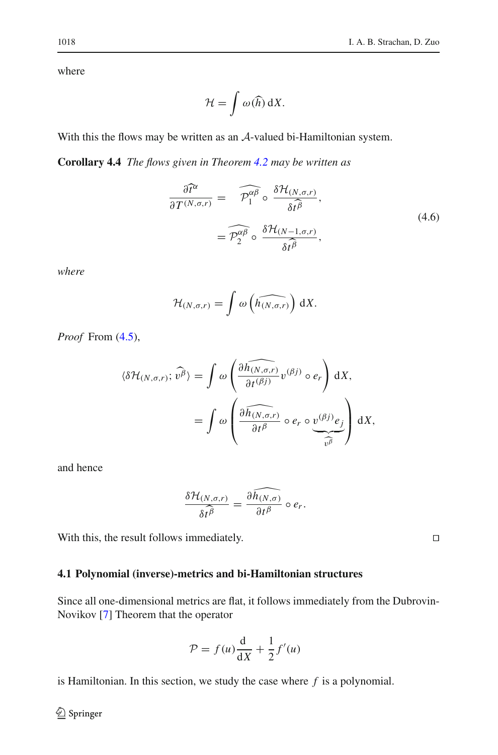where

$$\mathcal{H} = \int \omega(\widehat{h})\, \mathrm{d}X.$$

With this the flows may be written as an $\mathcal{A}$-valued bi-Hamiltonian system.

**Corollary 4.4** *The flows given in Theorem 4.2 may be written as*

$$\begin{aligned} \frac{\partial \widehat{t^\alpha}}{\partial T^{(N,\sigma,r)}} &= \widehat{\mathcal{P}_1^{\alpha\beta}} \circ \frac{\delta \mathcal{H}_{(N,\sigma,r)}}{\delta \widehat{t^\beta}}, \\ &= \widehat{\mathcal{P}_2^{\alpha\beta}} \circ \frac{\delta \mathcal{H}_{(N-1,\sigma,r)}}{\delta \widehat{t^\beta}}, \end{aligned} \tag{4.6}$$

*where*

$$\mathcal{H}_{(N,\sigma,r)} = \int \omega\left(\widehat{h_{(N,\sigma,r)}}\right) \mathrm{d}X.$$

*Proof* From (4.5),

$$\begin{aligned} \langle \delta \mathcal{H}_{(N,\sigma,r)}; \widehat{v^\beta} \rangle &= \int \omega \left( \frac{\partial \widehat{h_{(N,\sigma,r)}}}{\partial t^{(\beta j)}} v^{(\beta j)} \circ e_r \right) \mathrm{d}X, \\ &= \int \omega \left( \frac{\partial \widehat{h_{(N,\sigma,r)}}}{\partial t^\beta} \circ e_r \circ \underbrace{v^{(\beta j)} e_j}_{\widehat{v^\beta}} \right) \mathrm{d}X, \end{aligned}$$

and hence

$$\frac{\delta \mathcal{H}_{(N,\sigma,r)}}{\delta \widehat{t^\beta}} = \frac{\partial \widehat{h_{(N,\sigma)}}}{\partial t^\beta} \circ e_r.$$

With this, the result follows immediately. □

### 4.1 Polynomial (inverse)-metrics and bi-Hamiltonian structures

Since all one-dimensional metrics are flat, it follows immediately from the Dubrovin-Novikov [7] Theorem that the operator

$$\mathcal{P} = f(u) \frac{\mathrm{d}}{\mathrm{d}X} + \frac{1}{2} f'(u)$$

is Hamiltonian. In this section, we study the case where $f$ is a polynomial.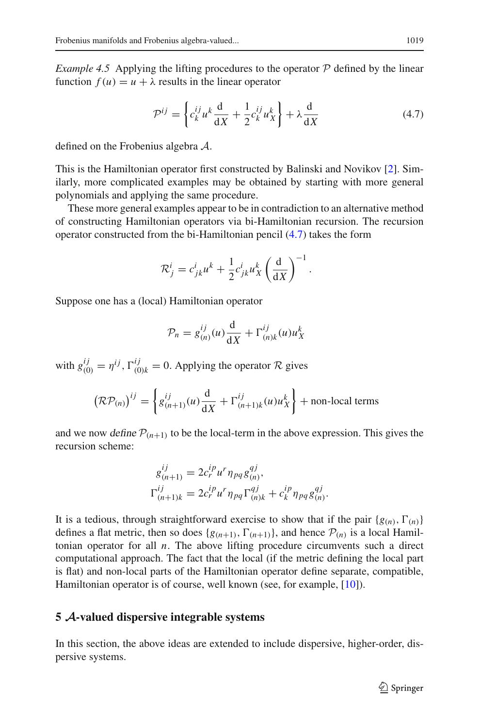*Example 4.5* Applying the lifting procedures to the operator $\mathcal{P}$ defined by the linear function $f(u) = u + \lambda$ results in the linear operator

$$\mathcal{P}^{ij} = \left\{ c^{ij}_k u^k \frac{\mathrm{d}}{\mathrm{d}X} + \frac{1}{2} c^{ij}_k u^k_X \right\} + \lambda \frac{\mathrm{d}}{\mathrm{d}X} \tag{4.7}$$

defined on the Frobenius algebra $\mathcal{A}$.

This is the Hamiltonian operator first constructed by Balinski and Novikov [2]. Similarly, more complicated examples may be obtained by starting with more general polynomials and applying the same procedure.

These more general examples appear to be in contradiction to an alternative method of constructing Hamiltonian operators via bi-Hamiltonian recursion. The recursion operator constructed from the bi-Hamiltonian pencil (4.7) takes the form

$$\mathcal{R}^i_j = c^i_{jk} u^k + \frac{1}{2} c^i_{jk} u^k_X \left( \frac{\mathrm{d}}{\mathrm{d}X} \right)^{-1}.$$

Suppose one has a (local) Hamiltonian operator

$$\mathcal{P}_n = g^{ij}_{(n)}(u) \frac{\mathrm{d}}{\mathrm{d}X} + \Gamma^{ij}_{(n)k}(u) u^k_X$$

with $g^{ij}_{(0)} = \eta^{ij}$, $\Gamma^{ij}_{(0)k} = 0$. Applying the operator $\mathcal{R}$ gives

$$\left(\mathcal{R}\mathcal{P}_{(n)}\right)^{ij} = \left\{ g^{ij}_{(n+1)}(u) \frac{\mathrm{d}}{\mathrm{d}X} + \Gamma^{ij}_{(n+1)k}(u) u^k_X \right\} + \text{non-local terms}$$

and we now *define* $\mathcal{P}_{(n+1)}$ to be the local-term in the above expression. This gives the recursion scheme:

$$\begin{aligned}
g^{ij}_{(n+1)} &= 2 c^{ip}_r u^r \eta_{pq} g^{qj}_{(n)}, \\
\Gamma^{ij}_{(n+1)k} &= 2 c^{ip}_r u^r \eta_{pq} \Gamma^{qj}_{(n)k} + c^{ip}_k \eta_{pq} g^{qj}_{(n)}.
\end{aligned}$$

It is a tedious, through straightforward exercise to show that if the pair $\{g_{(n)}, \Gamma_{(n)}\}$ defines a flat metric, then so does $\{g_{(n+1)}, \Gamma_{(n+1)}\}$, and hence $\mathcal{P}_{(n)}$ is a local Hamiltonian operator for all $n$. The above lifting procedure circumvents such a direct computational approach. The fact that the local (if the metric defining the local part is flat) and non-local parts of the Hamiltonian operator define separate, compatible, Hamiltonian operator is of course, well known (see, for example, [10]).

## 5 $\mathcal{A}$-valued dispersive integrable systems

In this section, the above ideas are extended to include dispersive, higher-order, dispersive systems.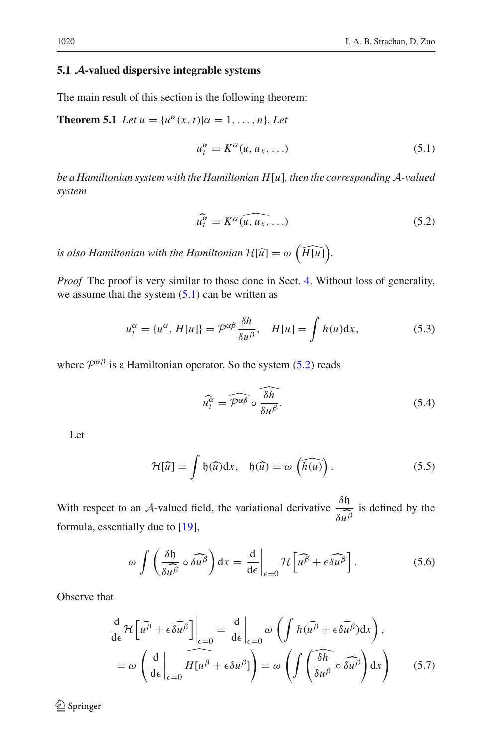### 5.1 $\mathcal{A}$-valued dispersive integrable systems

The main result of this section is the following theorem:

**Theorem 5.1** *Let $u = \{u^\alpha(x,t) | \alpha = 1, \ldots, n\}$. Let*

$$u_t^\alpha = K^\alpha(u, u_x, \ldots) \tag{5.1}$$

*be a Hamiltonian system with the Hamiltonian $H[u]$, then the corresponding $\mathcal{A}$-valued system*

$$\widehat{u_t^\alpha} = K^\alpha \widehat{(u, u_x, \ldots)} \tag{5.2}$$

*is also Hamiltonian with the Hamiltonian $\mathcal{H}[\widehat{u}] = \omega\left(\widehat{H[u]}\right)$.*

*Proof* The proof is very similar to those done in Sect. 4. Without loss of generality, we assume that the system (5.1) can be written as

$$u_t^\alpha = \{u^\alpha, H[u]\} = \mathcal{P}^{\alpha\beta}\frac{\delta h}{\delta u^\beta}, \quad H[u] = \int h(u) \mathrm{d}x, \tag{5.3}$$

where $\mathcal{P}^{\alpha\beta}$ is a Hamiltonian operator. So the system (5.2) reads

$$\widehat{u_t^\alpha} = \widehat{\mathcal{P}^{\alpha\beta}} \circ \widehat{\frac{\delta h}{\delta u^\beta}}. \tag{5.4}$$

Let

$$\mathcal{H}[\widehat{u}] = \int \mathfrak{h}(\widehat{u}) \mathrm{d}x, \quad \mathfrak{h}(\widehat{u}) = \omega\left(\widehat{h(u)}\right). \tag{5.5}$$

With respect to an $\mathcal{A}$-valued field, the variational derivative $\dfrac{\delta \mathfrak{h}}{\delta \widehat{u^\beta}}$ is defined by the formula, essentially due to [19],

$$\omega \int \left(\frac{\delta \mathfrak{h}}{\delta \widehat{u^\beta}} \circ \widehat{\delta u^\beta}\right) \mathrm{d}x = \left.\frac{\mathrm{d}}{\mathrm{d}\epsilon}\right|_{\epsilon=0} \mathcal{H}\left[\widehat{u^\beta} + \epsilon \widehat{\delta u^\beta}\right]. \tag{5.6}$$

Observe that

$$\begin{aligned}
\left.\frac{\mathrm{d}}{\mathrm{d}\epsilon}\mathcal{H}\left[\widehat{u^\beta} + \epsilon\widehat{\delta u^\beta}\right]\right|_{\epsilon=0} &= \left.\frac{\mathrm{d}}{\mathrm{d}\epsilon}\right|_{\epsilon=0} \omega\left(\int h(\widehat{u^\beta} + \epsilon\widehat{\delta u^\beta}) \mathrm{d}x\right), \\
&= \omega\left(\left.\frac{\mathrm{d}}{\mathrm{d}\epsilon}\right|_{\epsilon=0} \widehat{H[u^\beta + \epsilon\delta u^\beta]}\right) = \omega\left(\int\left(\widehat{\frac{\delta h}{\delta u^\beta}} \circ \widehat{\delta u^\beta}\right) \mathrm{d}x\right)
\end{aligned} \tag{5.7}$$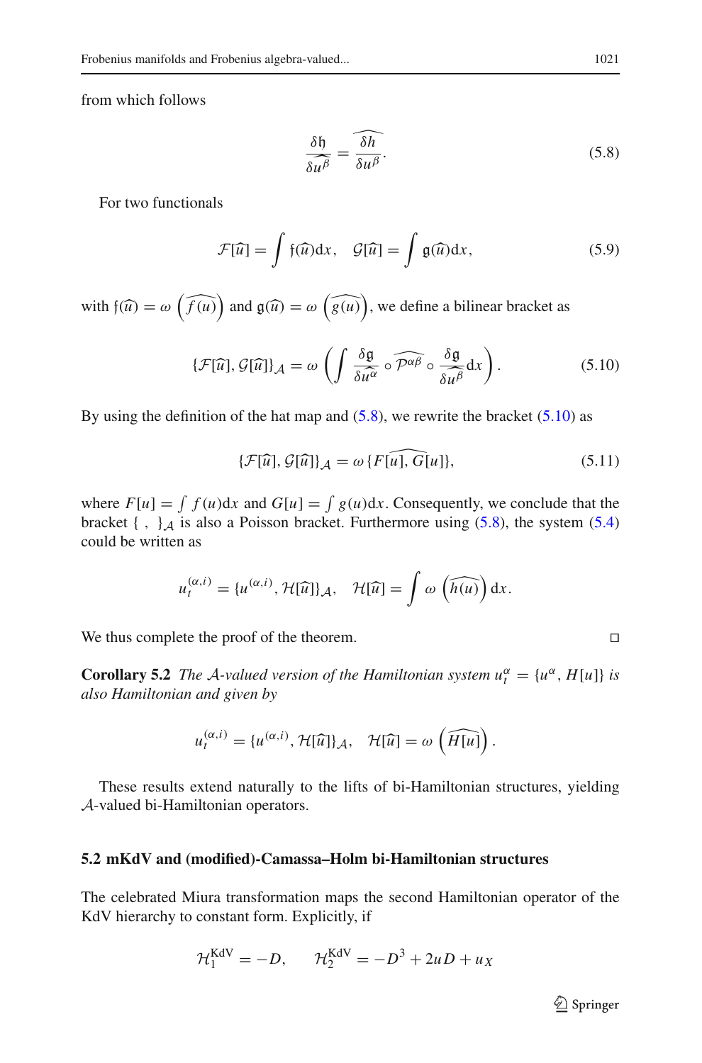from which follows

$$\frac{\delta \mathfrak{h}}{\delta \widehat{u^{\beta}}} = \widehat{\frac{\delta h}{\delta u^{\beta}}}. \tag{5.8}$$

For two functionals

$$\mathcal{F}[\widehat{u}] = \int \mathfrak{f}(\widehat{u})\mathrm{d}x, \quad \mathcal{G}[\widehat{u}] = \int \mathfrak{g}(\widehat{u})\mathrm{d}x, \tag{5.9}$$

with $\mathfrak{f}(\widehat{u}) = \omega\left(\widehat{f(u)}\right)$ and $\mathfrak{g}(\widehat{u}) = \omega\left(\widehat{g(u)}\right)$, we define a bilinear bracket as

$$\{\mathcal{F}[\widehat{u}], \mathcal{G}[\widehat{u}]\}_{\mathcal{A}} = \omega\left(\int \frac{\delta \mathfrak{g}}{\delta \widehat{u^{\alpha}}} \circ \widehat{\mathcal{P}^{\alpha\beta}} \circ \frac{\delta \mathfrak{g}}{\delta \widehat{u^{\beta}}} \mathrm{d}x\right). \tag{5.10}$$

By using the definition of the hat map and (5.8), we rewrite the bracket (5.10) as

$$\{\mathcal{F}[\widehat{u}], \mathcal{G}[\widehat{u}]\}_{\mathcal{A}} = \omega\,\{\widehat{F[u], G[u]}\}, \tag{5.11}$$

where $F[u] = \int f(u)\mathrm{d}x$ and $G[u] = \int g(u)\mathrm{d}x$. Consequently, we conclude that the bracket $\{\ ,\ \}_{\mathcal{A}}$ is also a Poisson bracket. Furthermore using (5.8), the system (5.4) could be written as

$$u_t^{(\alpha,i)} = \{u^{(\alpha,i)}, \mathcal{H}[\widehat{u}]\}_{\mathcal{A}}, \quad \mathcal{H}[\widehat{u}] = \int \omega\left(\widehat{h(u)}\right)\mathrm{d}x.$$

We thus complete the proof of the theorem. ◻

**Corollary 5.2** *The $\mathcal{A}$-valued version of the Hamiltonian system $u_t^{\alpha} = \{u^{\alpha}, H[u]\}$ is also Hamiltonian and given by*

$$u_t^{(\alpha,i)} = \{u^{(\alpha,i)}, \mathcal{H}[\widehat{u}]\}_{\mathcal{A}}, \quad \mathcal{H}[\widehat{u}] = \omega\left(\widehat{H[u]}\right).$$

These results extend naturally to the lifts of bi-Hamiltonian structures, yielding $\mathcal{A}$-valued bi-Hamiltonian operators.

### 5.2 mKdV and (modified)-Camassa–Holm bi-Hamiltonian structures

The celebrated Miura transformation maps the second Hamiltonian operator of the KdV hierarchy to constant form. Explicitly, if

$$\mathcal{H}_1^{\mathrm{KdV}} = -D, \qquad \mathcal{H}_2^{\mathrm{KdV}} = -D^3 + 2uD + u_X$$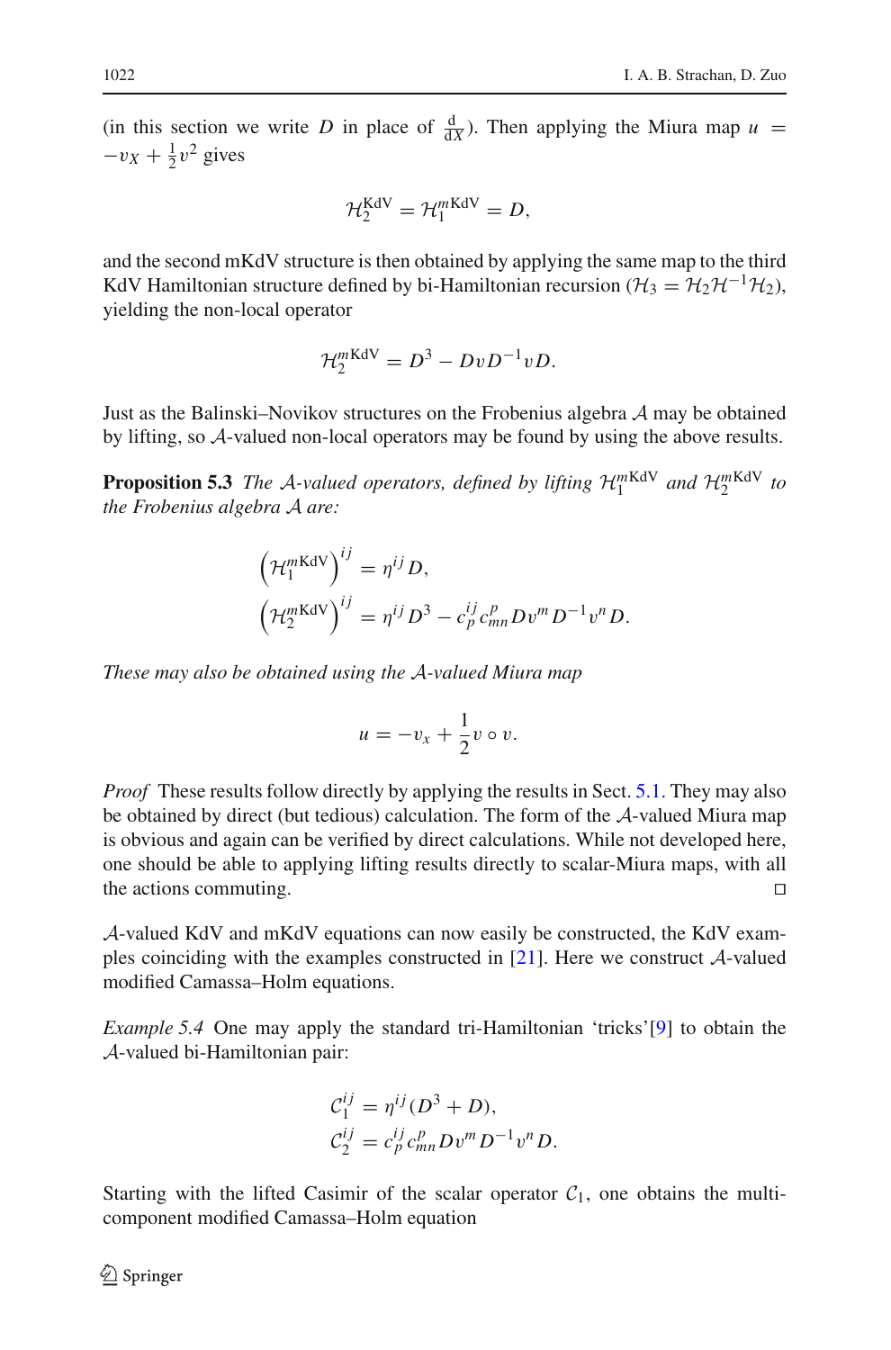(in this section we write $D$ in place of $\frac{\mathrm{d}}{\mathrm{d}X}$). Then applying the Miura map $u = -v_X + \frac{1}{2}v^2$ gives

$$\mathcal{H}_2^{\mathrm{KdV}} = \mathcal{H}_1^{m\mathrm{KdV}} = D,$$

and the second mKdV structure is then obtained by applying the same map to the third KdV Hamiltonian structure defined by bi-Hamiltonian recursion ($\mathcal{H}_3 = \mathcal{H}_2\mathcal{H}^{-1}\mathcal{H}_2$), yielding the non-local operator

$$\mathcal{H}_2^{m\mathrm{KdV}} = D^3 - DvD^{-1}vD.$$

Just as the Balinski–Novikov structures on the Frobenius algebra $\mathcal{A}$ may be obtained by lifting, so $\mathcal{A}$-valued non-local operators may be found by using the above results.

**Proposition 5.3** *The $\mathcal{A}$-valued operators, defined by lifting $\mathcal{H}_1^{m\mathrm{KdV}}$ and $\mathcal{H}_2^{m\mathrm{KdV}}$ to the Frobenius algebra $\mathcal{A}$ are:*

$$\left(\mathcal{H}_1^{m\mathrm{KdV}}\right)^{ij} = \eta^{ij}D,$$
$$\left(\mathcal{H}_2^{m\mathrm{KdV}}\right)^{ij} = \eta^{ij}D^3 - c_p^{ij}c_{mn}^{p}Dv^mD^{-1}v^nD.$$

*These may also be obtained using the $\mathcal{A}$-valued Miura map*

$$u = -v_x + \frac{1}{2}v \circ v.$$

*Proof* These results follow directly by applying the results in Sect. 5.1. They may also be obtained by direct (but tedious) calculation. The form of the $\mathcal{A}$-valued Miura map is obvious and again can be verified by direct calculations. While not developed here, one should be able to applying lifting results directly to scalar-Miura maps, with all the actions commuting. □

$\mathcal{A}$-valued KdV and mKdV equations can now easily be constructed, the KdV examples coinciding with the examples constructed in [21]. Here we construct $\mathcal{A}$-valued modified Camassa–Holm equations.

*Example 5.4* One may apply the standard tri-Hamiltonian 'tricks'[9] to obtain the $\mathcal{A}$-valued bi-Hamiltonian pair:

$$\mathcal{C}_1^{ij} = \eta^{ij}(D^3 + D),$$
$$\mathcal{C}_2^{ij} = c_p^{ij}c_{mn}^{p}Dv^mD^{-1}v^nD.$$

Starting with the lifted Casimir of the scalar operator $\mathcal{C}_1$, one obtains the multi-component modified Camassa–Holm equation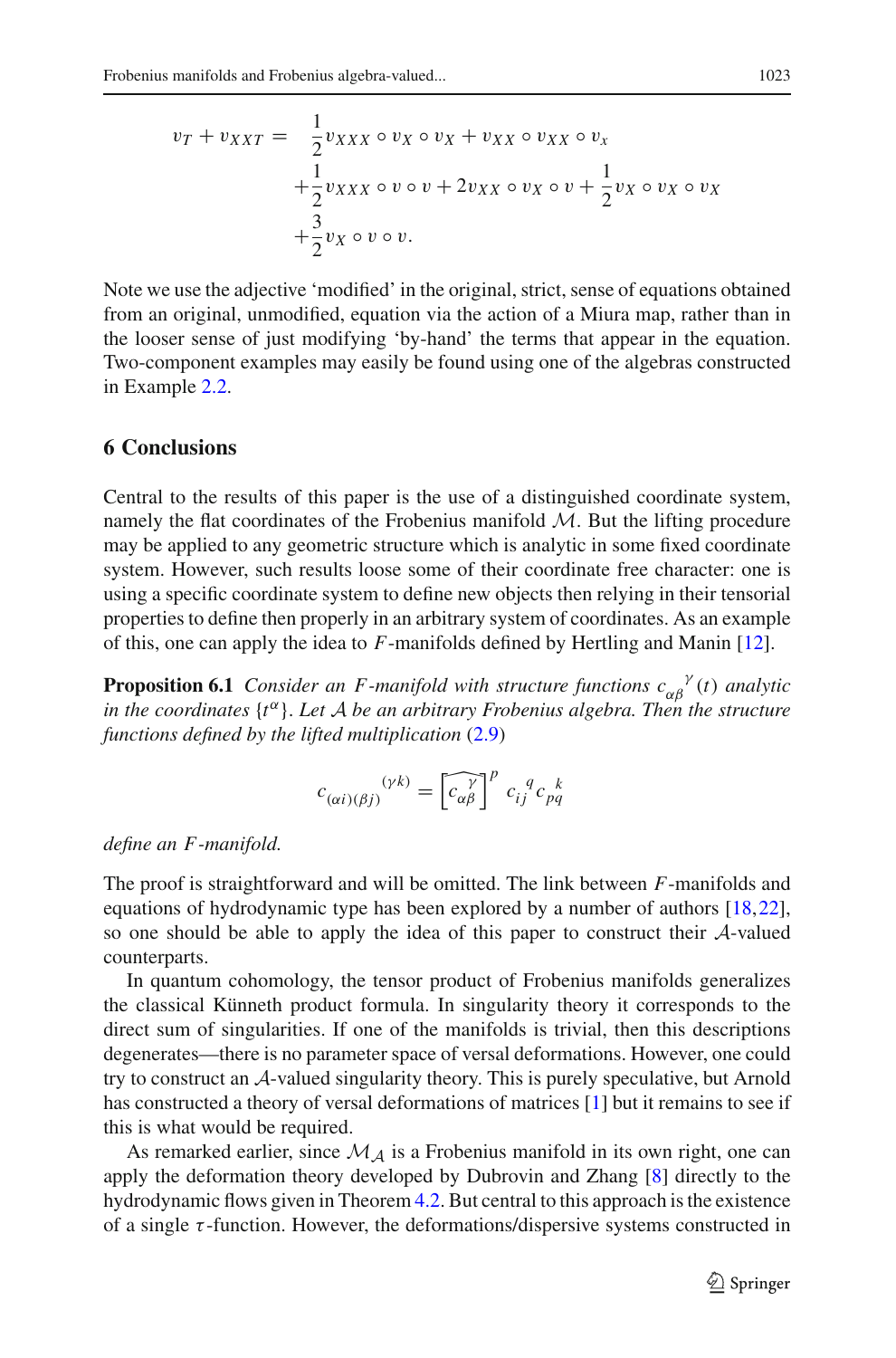$$
\begin{aligned}
v_T + v_{XXT} = \; & \frac{1}{2} v_{XXX} \circ v_X \circ v_X + v_{XX} \circ v_{XX} \circ v_x \\
& + \frac{1}{2} v_{XXX} \circ v \circ v + 2 v_{XX} \circ v_X \circ v + \frac{1}{2} v_X \circ v_X \circ v_X \\
& + \frac{3}{2} v_X \circ v \circ v.
\end{aligned}
$$

Note we use the adjective 'modified' in the original, strict, sense of equations obtained from an original, unmodified, equation via the action of a Miura map, rather than in the looser sense of just modifying 'by-hand' the terms that appear in the equation. Two-component examples may easily be found using one of the algebras constructed in Example 2.2.

## 6 Conclusions

Central to the results of this paper is the use of a distinguished coordinate system, namely the flat coordinates of the Frobenius manifold $\mathcal{M}$. But the lifting procedure may be applied to any geometric structure which is analytic in some fixed coordinate system. However, such results loose some of their coordinate free character: one is using a specific coordinate system to define new objects then relying in their tensorial properties to define then properly in an arbitrary system of coordinates. As an example of this, one can apply the idea to $F$-manifolds defined by Hertling and Manin [12].

**Proposition 6.1** *Consider an $F$-manifold with structure functions $c_{\alpha\beta}{}^{\gamma}(t)$ analytic in the coordinates $\{t^{\alpha}\}$. Let $\mathcal{A}$ be an arbitrary Frobenius algebra. Then the structure functions defined by the lifted multiplication (2.9)*

$$
c_{(\alpha i)(\beta j)}{}^{(\gamma k)} = \left[ \widetilde{c_{\alpha\beta}{}^{\gamma}} \right]^p c_{ij}{}^{q} c_{pq}{}^{k}
$$

*define an $F$-manifold.*

The proof is straightforward and will be omitted. The link between $F$-manifolds and equations of hydrodynamic type has been explored by a number of authors [18,22], so one should be able to apply the idea of this paper to construct their $\mathcal{A}$-valued counterparts.

In quantum cohomology, the tensor product of Frobenius manifolds generalizes the classical Künneth product formula. In singularity theory it corresponds to the direct sum of singularities. If one of the manifolds is trivial, then this descriptions degenerates—there is no parameter space of versal deformations. However, one could try to construct an $\mathcal{A}$-valued singularity theory. This is purely speculative, but Arnold has constructed a theory of versal deformations of matrices [1] but it remains to see if this is what would be required.

As remarked earlier, since $\mathcal{M}_{\mathcal{A}}$ is a Frobenius manifold in its own right, one can apply the deformation theory developed by Dubrovin and Zhang [8] directly to the hydrodynamic flows given in Theorem 4.2. But central to this approach is the existence of a single $\tau$-function. However, the deformations/dispersive systems constructed in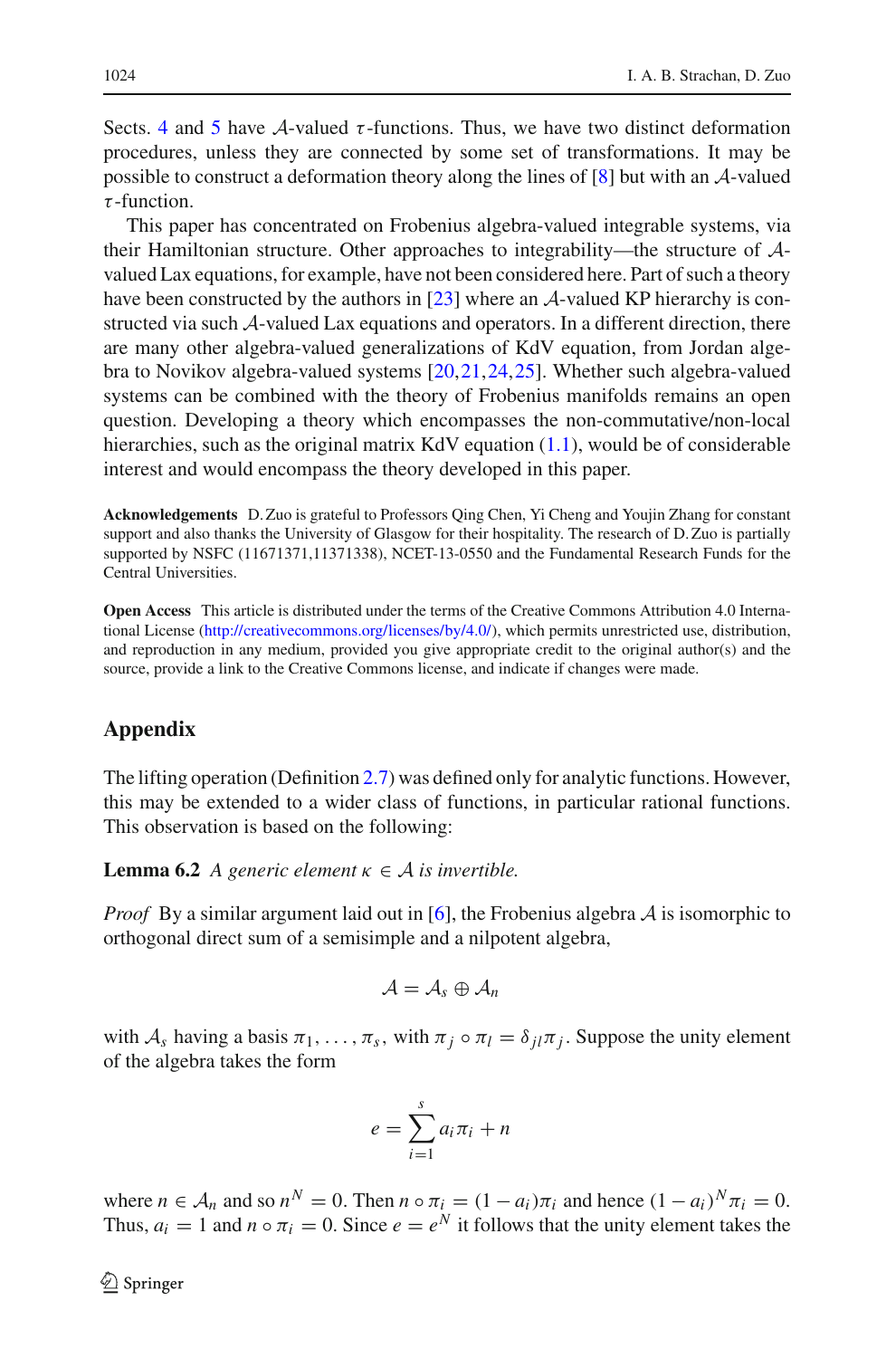Sects. 4 and 5 have $\mathcal{A}$-valued $\tau$-functions. Thus, we have two distinct deformation procedures, unless they are connected by some set of transformations. It may be possible to construct a deformation theory along the lines of [8] but with an $\mathcal{A}$-valued $\tau$-function.

This paper has concentrated on Frobenius algebra-valued integrable systems, via their Hamiltonian structure. Other approaches to integrability—the structure of $\mathcal{A}$-valued Lax equations, for example, have not been considered here. Part of such a theory have been constructed by the authors in [23] where an $\mathcal{A}$-valued KP hierarchy is constructed via such $\mathcal{A}$-valued Lax equations and operators. In a different direction, there are many other algebra-valued generalizations of KdV equation, from Jordan algebra to Novikov algebra-valued systems [20,21,24,25]. Whether such algebra-valued systems can be combined with the theory of Frobenius manifolds remains an open question. Developing a theory which encompasses the non-commutative/non-local hierarchies, such as the original matrix KdV equation (1.1), would be of considerable interest and would encompass the theory developed in this paper.

**Acknowledgements** D. Zuo is grateful to Professors Qing Chen, Yi Cheng and Youjin Zhang for constant support and also thanks the University of Glasgow for their hospitality. The research of D. Zuo is partially supported by NSFC (11671371,11371338), NCET-13-0550 and the Fundamental Research Funds for the Central Universities.

**Open Access** This article is distributed under the terms of the Creative Commons Attribution 4.0 International License (http://creativecommons.org/licenses/by/4.0/), which permits unrestricted use, distribution, and reproduction in any medium, provided you give appropriate credit to the original author(s) and the source, provide a link to the Creative Commons license, and indicate if changes were made.

## Appendix

The lifting operation (Definition 2.7) was defined only for analytic functions. However, this may be extended to a wider class of functions, in particular rational functions. This observation is based on the following:

**Lemma 6.2** *A generic element $\kappa \in \mathcal{A}$ is invertible.*

*Proof* By a similar argument laid out in [6], the Frobenius algebra $\mathcal{A}$ is isomorphic to orthogonal direct sum of a semisimple and a nilpotent algebra,

$$\mathcal{A} = \mathcal{A}_s \oplus \mathcal{A}_n$$

with $\mathcal{A}_s$ having a basis $\pi_1, \ldots, \pi_s$, with $\pi_j \circ \pi_l = \delta_{jl}\pi_j$. Suppose the unity element of the algebra takes the form

$$e = \sum_{i=1}^{s} a_i \pi_i + n$$

where $n \in \mathcal{A}_n$ and so $n^N = 0$. Then $n \circ \pi_i = (1 - a_i)\pi_i$ and hence $(1 - a_i)^N \pi_i = 0$. Thus, $a_i = 1$ and $n \circ \pi_i = 0$. Since $e = e^N$ it follows that the unity element takes the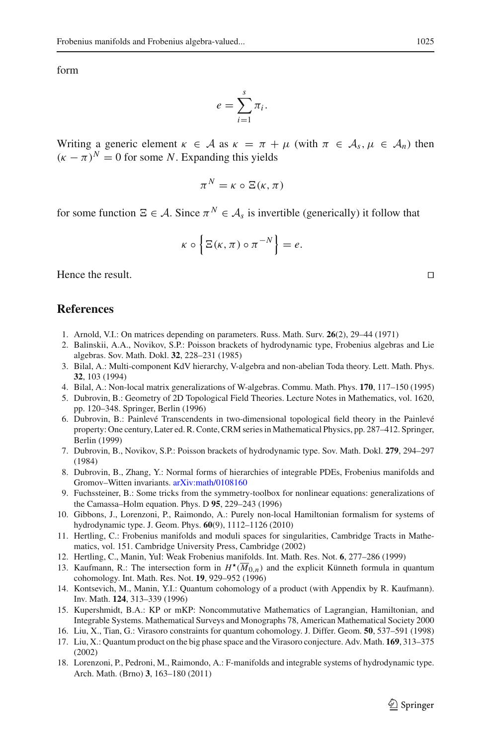form

$$e = \sum_{i=1}^{s} \pi_i .$$

Writing a generic element $\kappa \in \mathcal{A}$ as $\kappa = \pi + \mu$ (with $\pi \in \mathcal{A}_s, \mu \in \mathcal{A}_n$) then $(\kappa - \pi)^N = 0$ for some $N$. Expanding this yields

$$\pi^N = \kappa \circ \Xi(\kappa, \pi)$$

for some function $\Xi \in \mathcal{A}$. Since $\pi^N \in \mathcal{A}_s$ is invertible (generically) it follow that

$$\kappa \circ \left\{ \Xi(\kappa, \pi) \circ \pi^{-N} \right\} = e.$$

Hence the result. □

## References

1. Arnold, V.I.: On matrices depending on parameters. Russ. Math. Surv. **26**(2), 29–44 (1971)
2. Balinskii, A.A., Novikov, S.P.: Poisson brackets of hydrodynamic type, Frobenius algebras and Lie algebras. Sov. Math. Dokl. **32**, 228–231 (1985)
3. Bilal, A.: Multi-component KdV hierarchy, V-algebra and non-abelian Toda theory. Lett. Math. Phys. **32**, 103 (1994)
4. Bilal, A.: Non-local matrix generalizations of W-algebras. Commu. Math. Phys. **170**, 117–150 (1995)
5. Dubrovin, B.: Geometry of 2D Topological Field Theories. Lecture Notes in Mathematics, vol. 1620, pp. 120–348. Springer, Berlin (1996)
6. Dubrovin, B.: Painlevé Transcendents in two-dimensional topological field theory in the Painlevé property: One century, Later ed. R. Conte, CRM series in Mathematical Physics, pp. 287–412. Springer, Berlin (1999)
7. Dubrovin, B., Novikov, S.P.: Poisson brackets of hydrodynamic type. Sov. Math. Dokl. **279**, 294–297 (1984)
8. Dubrovin, B., Zhang, Y.: Normal forms of hierarchies of integrable PDEs, Frobenius manifolds and Gromov–Witten invariants. arXiv:math/0108160
9. Fuchssteiner, B.: Some tricks from the symmetry-toolbox for nonlinear equations: generalizations of the Camassa–Holm equation. Phys. D **95**, 229–243 (1996)
10. Gibbons, J., Lorenzoni, P., Raimondo, A.: Purely non-local Hamiltonian formalism for systems of hydrodynamic type. J. Geom. Phys. **60**(9), 1112–1126 (2010)
11. Hertling, C.: Frobenius manifolds and moduli spaces for singularities, Cambridge Tracts in Mathematics, vol. 151. Cambridge University Press, Cambridge (2002)
12. Hertling, C., Manin, YuI: Weak Frobenius manifolds. Int. Math. Res. Not. **6**, 277–286 (1999)
13. Kaufmann, R.: The intersection form in $H^\star(\overline{M}_{0,n})$ and the explicit Künneth formula in quantum cohomology. Int. Math. Res. Not. **19**, 929–952 (1996)
14. Kontsevich, M., Manin, Y.I.: Quantum cohomology of a product (with Appendix by R. Kaufmann). Inv. Math. **124**, 313–339 (1996)
15. Kupershmidt, B.A.: KP or mKP: Noncommutative Mathematics of Lagrangian, Hamiltonian, and Integrable Systems. Mathematical Surveys and Monographs 78, American Mathematical Society 2000
16. Liu, X., Tian, G.: Virasoro constraints for quantum cohomology. J. Differ. Geom. **50**, 537–591 (1998)
17. Liu, X.: Quantum product on the big phase space and the Virasoro conjecture. Adv. Math. **169**, 313–375 (2002)
18. Lorenzoni, P., Pedroni, M., Raimondo, A.: F-manifolds and integrable systems of hydrodynamic type. Arch. Math. (Brno) **3**, 163–180 (2011)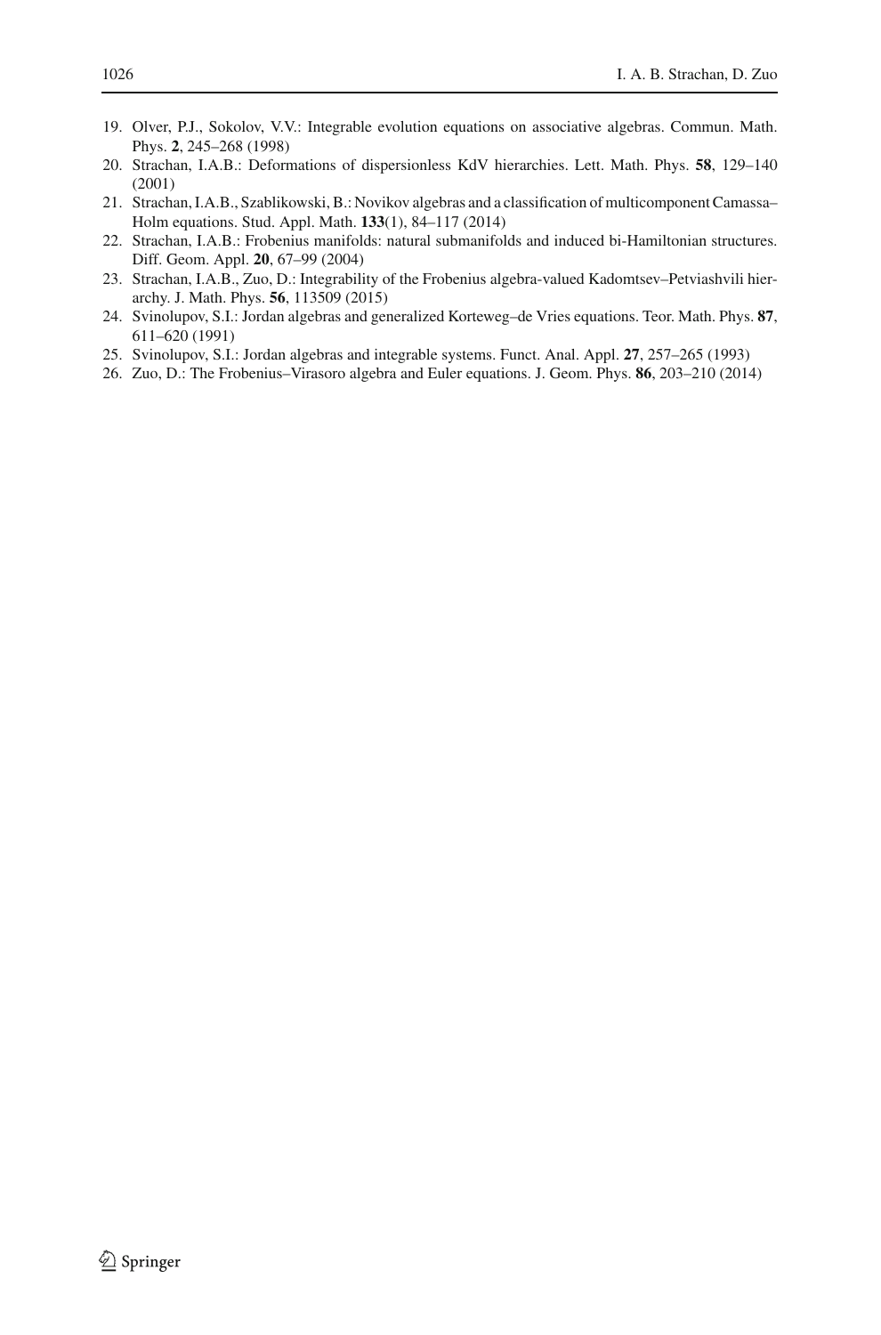19. Olver, P.J., Sokolov, V.V.: Integrable evolution equations on associative algebras. Commun. Math. Phys. **2**, 245–268 (1998)
20. Strachan, I.A.B.: Deformations of dispersionless KdV hierarchies. Lett. Math. Phys. **58**, 129–140 (2001)
21. Strachan, I.A.B., Szablikowski, B.: Novikov algebras and a classification of multicomponent Camassa–Holm equations. Stud. Appl. Math. **133**(1), 84–117 (2014)
22. Strachan, I.A.B.: Frobenius manifolds: natural submanifolds and induced bi-Hamiltonian structures. Diff. Geom. Appl. **20**, 67–99 (2004)
23. Strachan, I.A.B., Zuo, D.: Integrability of the Frobenius algebra-valued Kadomtsev–Petviashvili hierarchy. J. Math. Phys. **56**, 113509 (2015)
24. Svinolupov, S.I.: Jordan algebras and generalized Korteweg–de Vries equations. Teor. Math. Phys. **87**, 611–620 (1991)
25. Svinolupov, S.I.: Jordan algebras and integrable systems. Funct. Anal. Appl. **27**, 257–265 (1993)
26. Zuo, D.: The Frobenius–Virasoro algebra and Euler equations. J. Geom. Phys. **86**, 203–210 (2014)